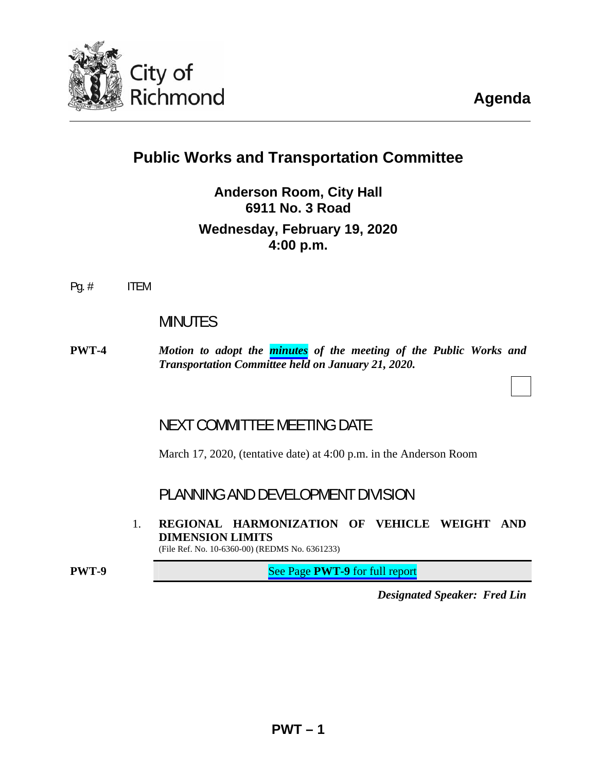City of Richmond

# Agenda

## Public Works and Transportation Committee

**Anderson Room, City Hall**
**6911 No. 3 Road**

**Wednesday, February 19, 2020**
**4:00 p.m.**

Pg. # ITEM

### MINUTES

**PWT-4** ***Motion to adopt the minutes of the meeting of the Public Works and Transportation Committee held on January 21, 2020.***

### NEXT COMMITTEE MEETING DATE

March 17, 2020, (tentative date) at 4:00 p.m. in the Anderson Room

### PLANNING AND DEVELOPMENT DIVISION

1. **REGIONAL HARMONIZATION OF VEHICLE WEIGHT AND DIMENSION LIMITS**
(File Ref. No. 10-6360-00) (REDMS No. 6361233)

**PWT-9** See Page **PWT-9** for full report

***Designated Speaker: Fred Lin***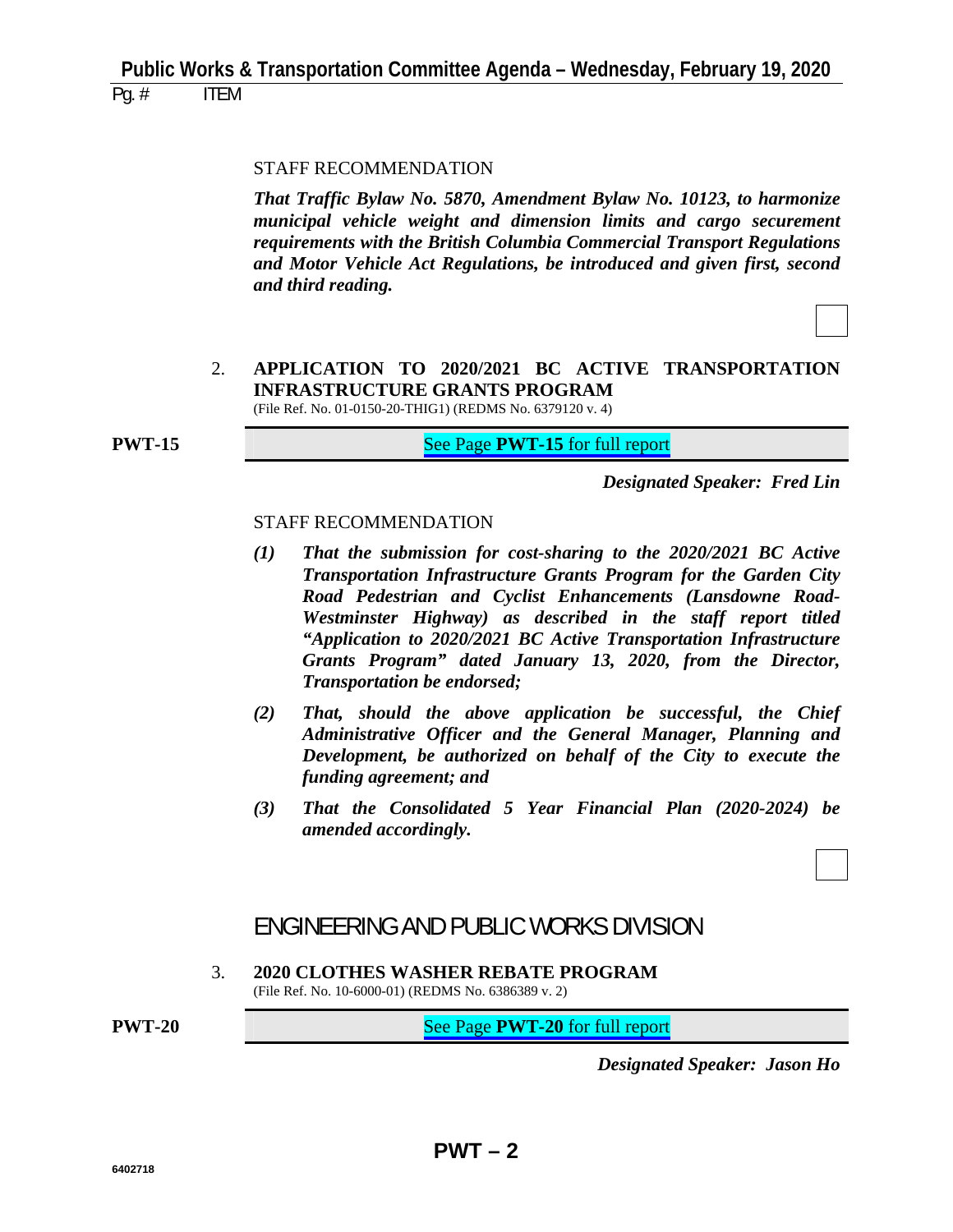STAFF RECOMMENDATION

***That Traffic Bylaw No. 5870, Amendment Bylaw No. 10123, to harmonize municipal vehicle weight and dimension limits and cargo securement requirements with the British Columbia Commercial Transport Regulations and Motor Vehicle Act Regulations, be introduced and given first, second and third reading.***

2. **APPLICATION TO 2020/2021 BC ACTIVE TRANSPORTATION INFRASTRUCTURE GRANTS PROGRAM**
(File Ref. No. 01-0150-20-THIG1) (REDMS No. 6379120 v. 4)

**PWT-15** See Page **PWT-15** for full report

***Designated Speaker: Fred Lin***

STAFF RECOMMENDATION

***(1) That the submission for cost-sharing to the 2020/2021 BC Active Transportation Infrastructure Grants Program for the Garden City Road Pedestrian and Cyclist Enhancements (Lansdowne Road-Westminster Highway) as described in the staff report titled "Application to 2020/2021 BC Active Transportation Infrastructure Grants Program" dated January 13, 2020, from the Director, Transportation be endorsed;***

***(2) That, should the above application be successful, the Chief Administrative Officer and the General Manager, Planning and Development, be authorized on behalf of the City to execute the funding agreement; and***

***(3) That the Consolidated 5 Year Financial Plan (2020-2024) be amended accordingly.***

## ENGINEERING AND PUBLIC WORKS DIVISION

3. **2020 CLOTHES WASHER REBATE PROGRAM**
(File Ref. No. 10-6000-01) (REDMS No. 6386389 v. 2)

**PWT-20** See Page **PWT-20** for full report

***Designated Speaker: Jason Ho***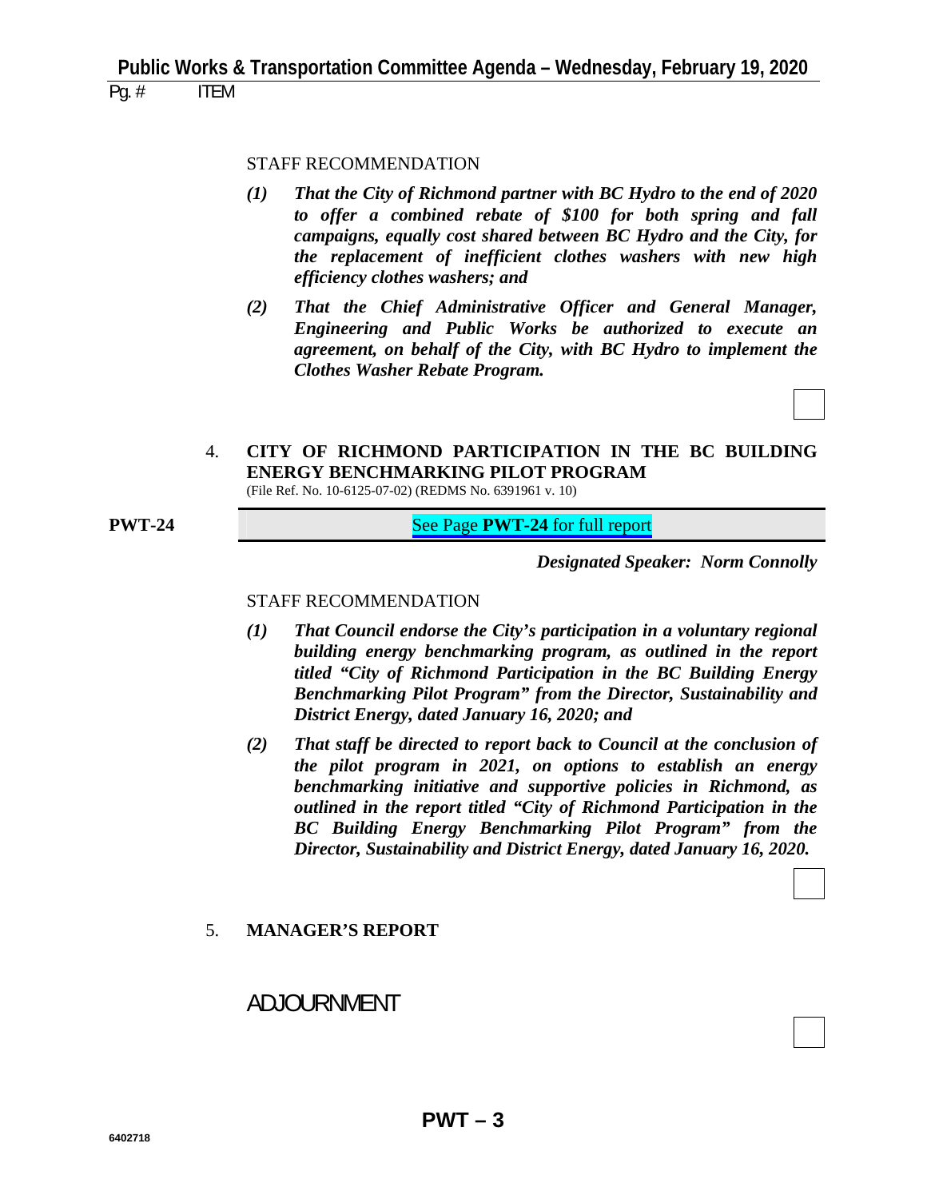STAFF RECOMMENDATION

*(1)* ***That the City of Richmond partner with BC Hydro to the end of 2020 to offer a combined rebate of $100 for both spring and fall campaigns, equally cost shared between BC Hydro and the City, for the replacement of inefficient clothes washers with new high efficiency clothes washers; and***

*(2)* ***That the Chief Administrative Officer and General Manager, Engineering and Public Works be authorized to execute an agreement, on behalf of the City, with BC Hydro to implement the Clothes Washer Rebate Program.***

4. **CITY OF RICHMOND PARTICIPATION IN THE BC BUILDING ENERGY BENCHMARKING PILOT PROGRAM**
(File Ref. No. 10-6125-07-02) (REDMS No. 6391961 v. 10)

**PWT-24** See Page **PWT-24** for full report

***Designated Speaker: Norm Connolly***

STAFF RECOMMENDATION

*(1)* ***That Council endorse the City's participation in a voluntary regional building energy benchmarking program, as outlined in the report titled "City of Richmond Participation in the BC Building Energy Benchmarking Pilot Program" from the Director, Sustainability and District Energy, dated January 16, 2020; and***

*(2)* ***That staff be directed to report back to Council at the conclusion of the pilot program in 2021, on options to establish an energy benchmarking initiative and supportive policies in Richmond, as outlined in the report titled "City of Richmond Participation in the BC Building Energy Benchmarking Pilot Program" from the Director, Sustainability and District Energy, dated January 16, 2020.***

5. **MANAGER'S REPORT**

ADJOURNMENT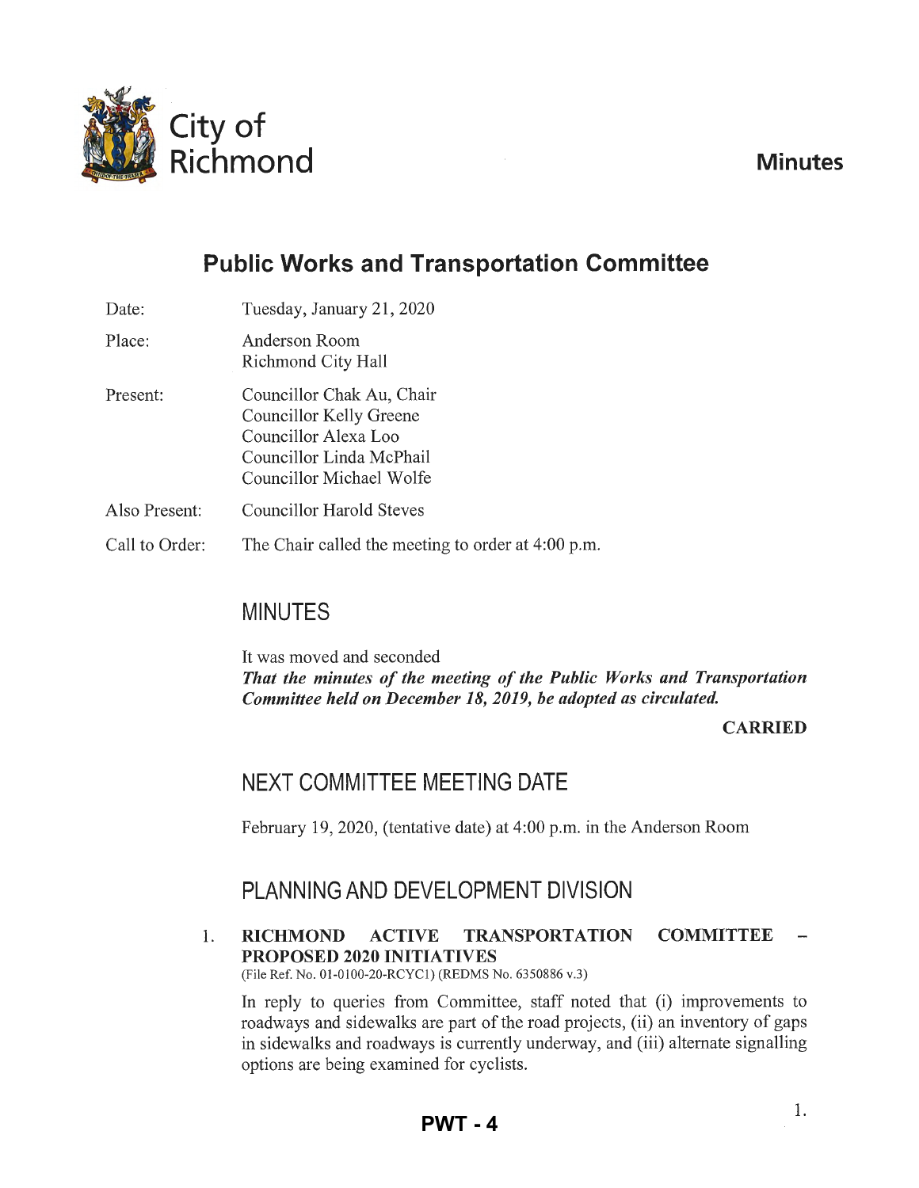City of Richmond

# Minutes

## Public Works and Transportation Committee

Date: Tuesday, January 21, 2020

Place: Anderson Room
Richmond City Hall

Present: Councillor Chak Au, Chair
Councillor Kelly Greene
Councillor Alexa Loo
Councillor Linda McPhail
Councillor Michael Wolfe

Also Present: Councillor Harold Steves

Call to Order: The Chair called the meeting to order at 4:00 p.m.

## MINUTES

It was moved and seconded
***That the minutes of the meeting of the Public Works and Transportation Committee held on December 18, 2019, be adopted as circulated.***

**CARRIED**

## NEXT COMMITTEE MEETING DATE

February 19, 2020, (tentative date) at 4:00 p.m. in the Anderson Room

## PLANNING AND DEVELOPMENT DIVISION

1. **RICHMOND ACTIVE TRANSPORTATION COMMITTEE – PROPOSED 2020 INITIATIVES**
(File Ref. No. 01-0100-20-RCYC1) (REDMS No. 6350886 v.3)

In reply to queries from Committee, staff noted that (i) improvements to roadways and sidewalks are part of the road projects, (ii) an inventory of gaps in sidewalks and roadways is currently underway, and (iii) alternate signalling options are being examined for cyclists.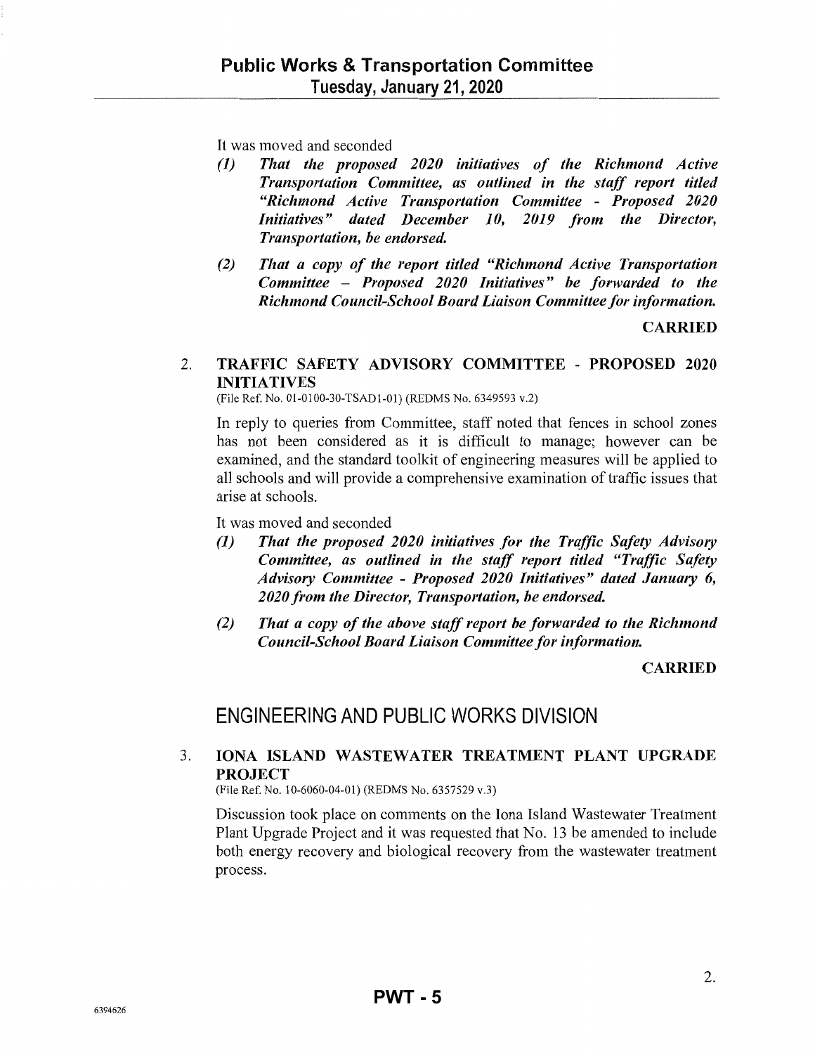It was moved and seconded

*(1)* ***That the proposed 2020 initiatives of the Richmond Active Transportation Committee, as outlined in the staff report titled "Richmond Active Transportation Committee - Proposed 2020 Initiatives" dated December 10, 2019 from the Director, Transportation, be endorsed.***

*(2)* ***That a copy of the report titled "Richmond Active Transportation Committee – Proposed 2020 Initiatives" be forwarded to the Richmond Council-School Board Liaison Committee for information.***

**CARRIED**

2. **TRAFFIC SAFETY ADVISORY COMMITTEE - PROPOSED 2020 INITIATIVES**

(File Ref. No. 01-0100-30-TSAD1-01) (REDMS No. 6349593 v.2)

In reply to queries from Committee, staff noted that fences in school zones has not been considered as it is difficult to manage; however can be examined, and the standard toolkit of engineering measures will be applied to all schools and will provide a comprehensive examination of traffic issues that arise at schools.

It was moved and seconded

*(1)* ***That the proposed 2020 initiatives for the Traffic Safety Advisory Committee, as outlined in the staff report titled "Traffic Safety Advisory Committee - Proposed 2020 Initiatives" dated January 6, 2020 from the Director, Transportation, be endorsed.***

*(2)* ***That a copy of the above staff report be forwarded to the Richmond Council-School Board Liaison Committee for information.***

**CARRIED**

## ENGINEERING AND PUBLIC WORKS DIVISION

3. **IONA ISLAND WASTEWATER TREATMENT PLANT UPGRADE PROJECT**

(File Ref. No. 10-6060-04-01) (REDMS No. 6357529 v.3)

Discussion took place on comments on the Iona Island Wastewater Treatment Plant Upgrade Project and it was requested that No. 13 be amended to include both energy recovery and biological recovery from the wastewater treatment process.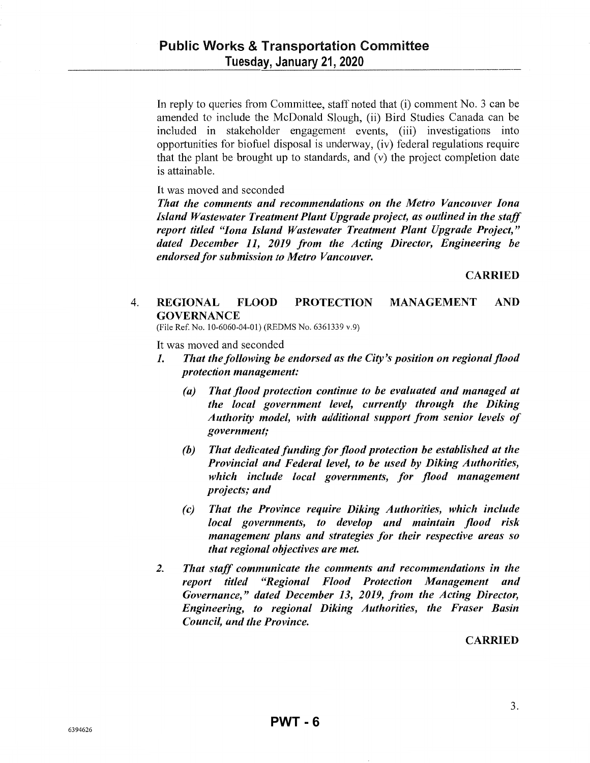In reply to queries from Committee, staff noted that (i) comment No. 3 can be amended to include the McDonald Slough, (ii) Bird Studies Canada can be included in stakeholder engagement events, (iii) investigations into opportunities for biofuel disposal is underway, (iv) federal regulations require that the plant be brought up to standards, and (v) the project completion date is attainable.

It was moved and seconded

***That the comments and recommendations on the Metro Vancouver Iona Island Wastewater Treatment Plant Upgrade project, as outlined in the staff report titled "Iona Island Wastewater Treatment Plant Upgrade Project," dated December 11, 2019 from the Acting Director, Engineering be endorsed for submission to Metro Vancouver.***

**CARRIED**

## 4. REGIONAL FLOOD PROTECTION MANAGEMENT AND GOVERNANCE

(File Ref. No. 10-6060-04-01) (REDMS No. 6361339 v.9)

It was moved and seconded

1. ***That the following be endorsed as the City's position on regional flood protection management:***

   ***(a) That flood protection continue to be evaluated and managed at the local government level, currently through the Diking Authority model, with additional support from senior levels of government;***

   ***(b) That dedicated funding for flood protection be established at the Provincial and Federal level, to be used by Diking Authorities, which include local governments, for flood management projects; and***

   ***(c) That the Province require Diking Authorities, which include local governments, to develop and maintain flood risk management plans and strategies for their respective areas so that regional objectives are met.***

2. ***That staff communicate the comments and recommendations in the report titled "Regional Flood Protection Management and Governance," dated December 13, 2019, from the Acting Director, Engineering, to regional Diking Authorities, the Fraser Basin Council, and the Province.***

**CARRIED**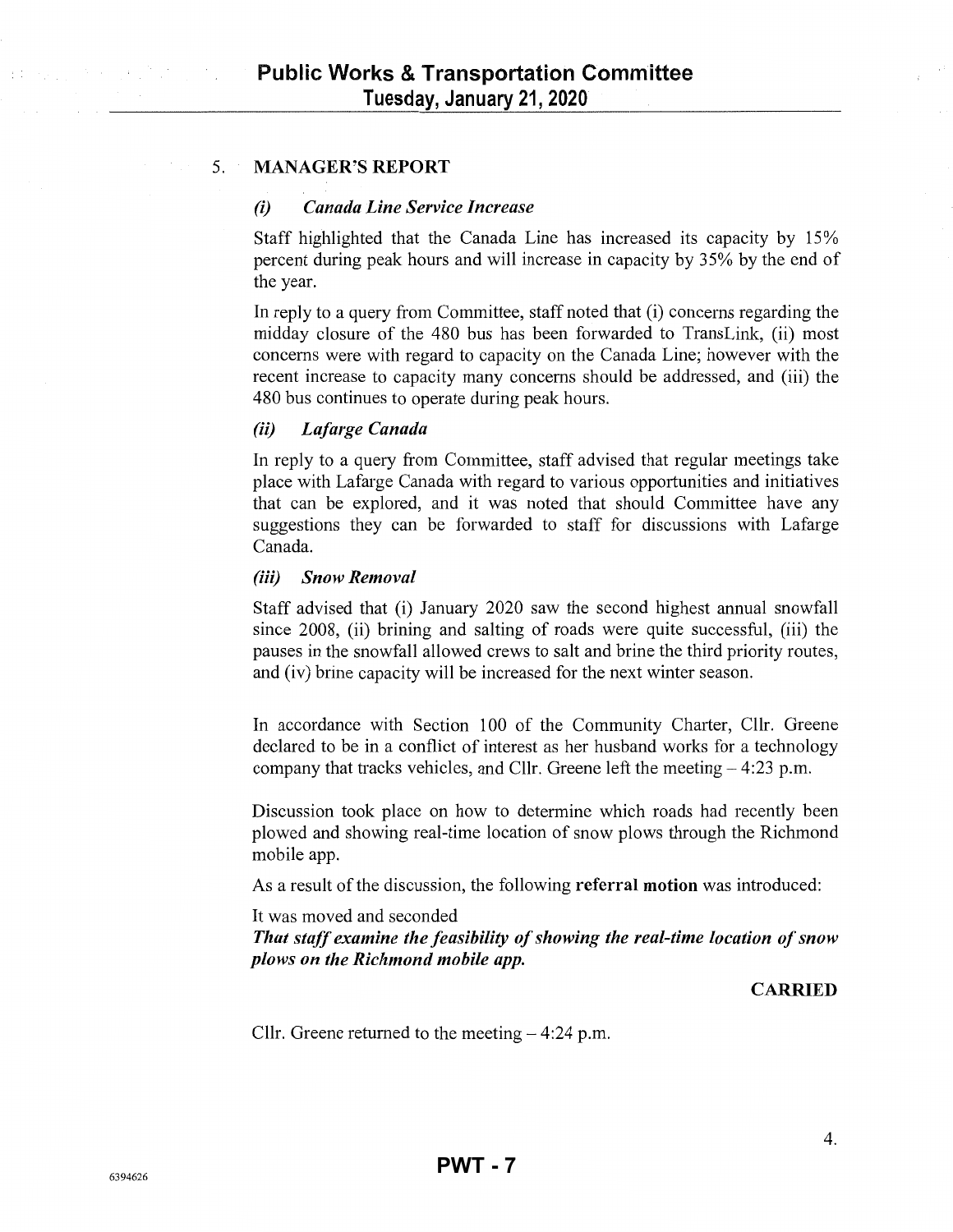## 5. MANAGER'S REPORT

### *(i) Canada Line Service Increase*

Staff highlighted that the Canada Line has increased its capacity by 15% percent during peak hours and will increase in capacity by 35% by the end of the year.

In reply to a query from Committee, staff noted that (i) concerns regarding the midday closure of the 480 bus has been forwarded to TransLink, (ii) most concerns were with regard to capacity on the Canada Line; however with the recent increase to capacity many concerns should be addressed, and (iii) the 480 bus continues to operate during peak hours.

### *(ii) Lafarge Canada*

In reply to a query from Committee, staff advised that regular meetings take place with Lafarge Canada with regard to various opportunities and initiatives that can be explored, and it was noted that should Committee have any suggestions they can be forwarded to staff for discussions with Lafarge Canada.

### *(iii) Snow Removal*

Staff advised that (i) January 2020 saw the second highest annual snowfall since 2008, (ii) brining and salting of roads were quite successful, (iii) the pauses in the snowfall allowed crews to salt and brine the third priority routes, and (iv) brine capacity will be increased for the next winter season.

In accordance with Section 100 of the Community Charter, Cllr. Greene declared to be in a conflict of interest as her husband works for a technology company that tracks vehicles, and Cllr. Greene left the meeting – 4:23 p.m.

Discussion took place on how to determine which roads had recently been plowed and showing real-time location of snow plows through the Richmond mobile app.

As a result of the discussion, the following **referral motion** was introduced:

It was moved and seconded
***That staff examine the feasibility of showing the real-time location of snow plows on the Richmond mobile app.***

**CARRIED**

Cllr. Greene returned to the meeting – 4:24 p.m.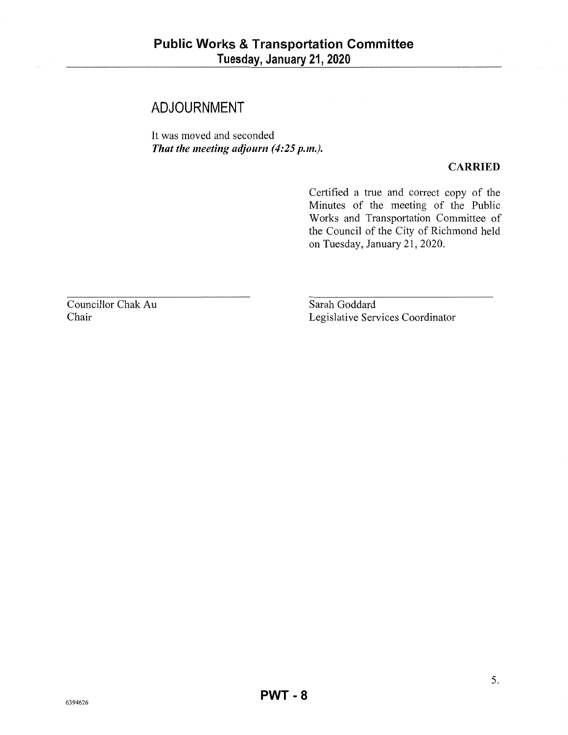## ADJOURNMENT

It was moved and seconded
***That the meeting adjourn (4:25 p.m.).***

**CARRIED**

Certified a true and correct copy of the Minutes of the meeting of the Public Works and Transportation Committee of the Council of the City of Richmond held on Tuesday, January 21, 2020.

| | |
|---|---|
| Councillor Chak Au | Sarah Goddard |
| Chair | Legislative Services Coordinator |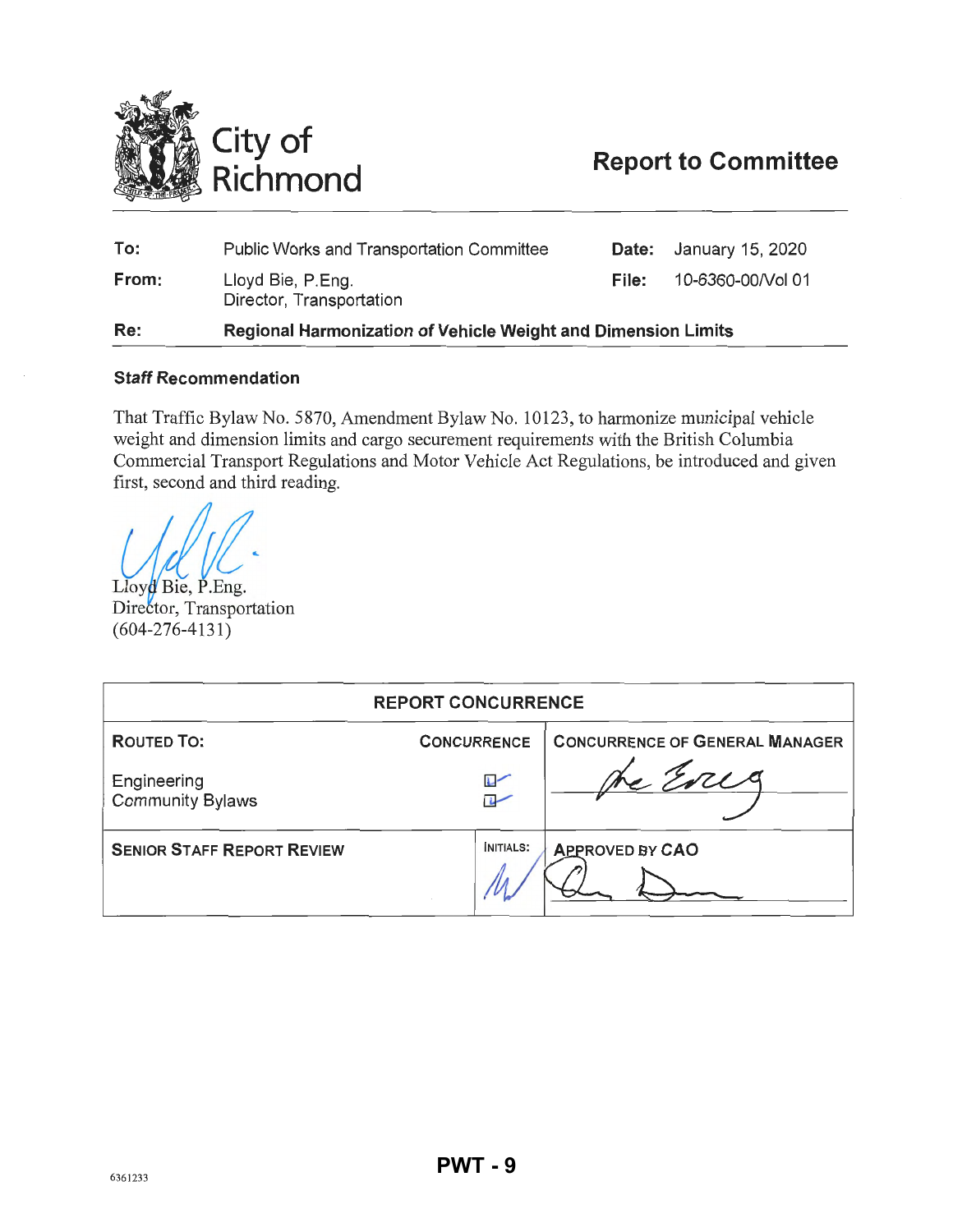City of Richmond

# Report to Committee

| | | | |
|---|---|---|---|
| **To:** | Public Works and Transportation Committee | **Date:** | January 15, 2020 |
| **From:** | Lloyd Bie, P.Eng. Director, Transportation | **File:** | 10-6360-00/Vol 01 |
| **Re:** | **Regional Harmonization of Vehicle Weight and Dimension Limits** | | |

### Staff Recommendation

That Traffic Bylaw No. 5870, Amendment Bylaw No. 10123, to harmonize municipal vehicle weight and dimension limits and cargo securement requirements with the British Columbia Commercial Transport Regulations and Motor Vehicle Act Regulations, be introduced and given first, second and third reading.

Lloyd Bie, P.Eng.
Director, Transportation
(604-276-4131)

| REPORT CONCURRENCE | | |
|---|---|---|
| **ROUTED TO:** | **CONCURRENCE** | **CONCURRENCE OF GENERAL MANAGER** |
| Engineering | ☑ | |
| Community Bylaws | ☑ | |
| **SENIOR STAFF REPORT REVIEW** | **INITIALS:** | **APPROVED BY CAO** |

6361233

PWT - 9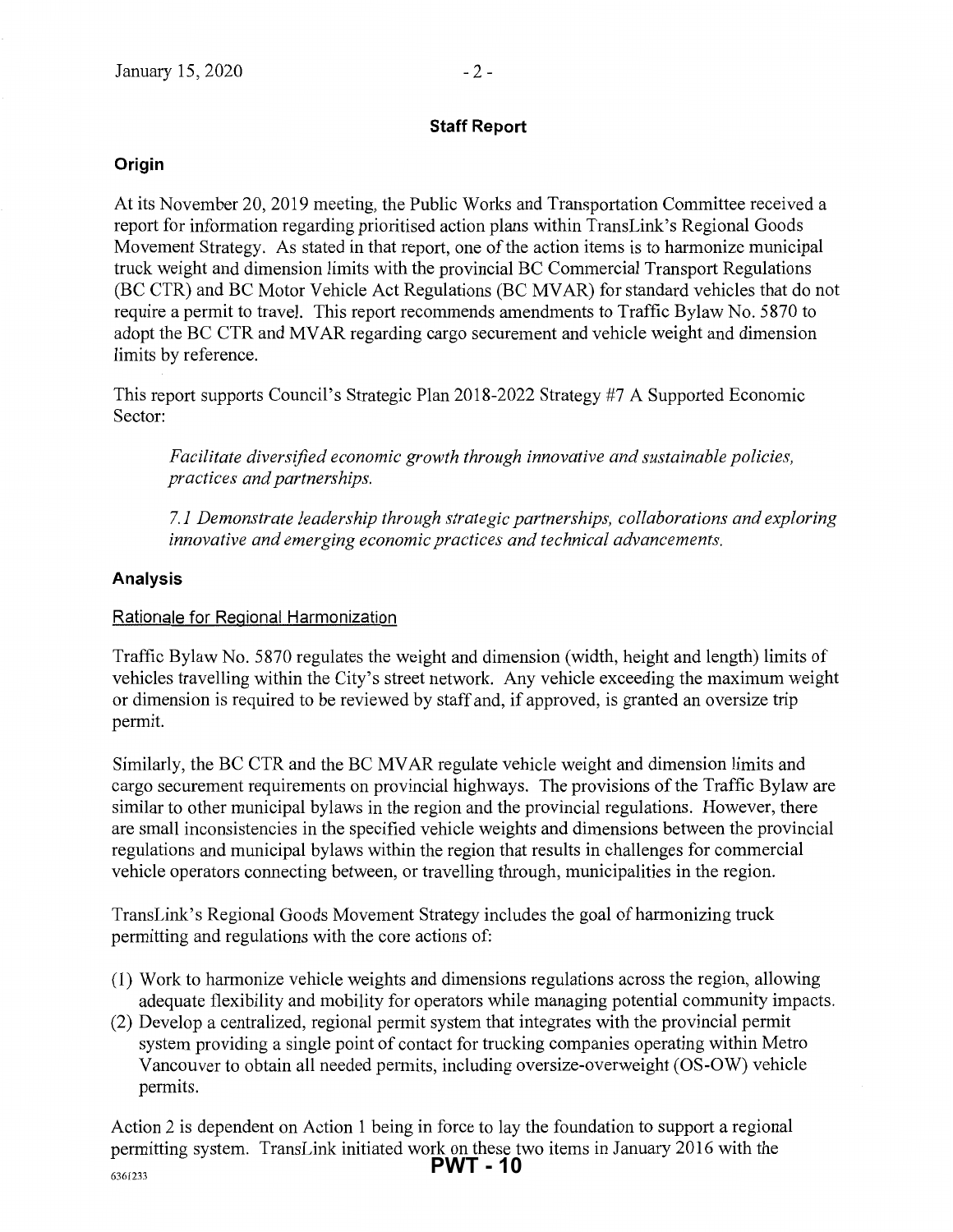## Staff Report

### Origin

At its November 20, 2019 meeting, the Public Works and Transportation Committee received a report for information regarding prioritised action plans within TransLink's Regional Goods Movement Strategy. As stated in that report, one of the action items is to harmonize municipal truck weight and dimension limits with the provincial BC Commercial Transport Regulations (BC CTR) and BC Motor Vehicle Act Regulations (BC MVAR) for standard vehicles that do not require a permit to travel. This report recommends amendments to Traffic Bylaw No. 5870 to adopt the BC CTR and MVAR regarding cargo securement and vehicle weight and dimension limits by reference.

This report supports Council's Strategic Plan 2018-2022 Strategy #7 A Supported Economic Sector:

> *Facilitate diversified economic growth through innovative and sustainable policies, practices and partnerships.*
>
> *7.1 Demonstrate leadership through strategic partnerships, collaborations and exploring innovative and emerging economic practices and technical advancements.*

### Analysis

Rationale for Regional Harmonization

Traffic Bylaw No. 5870 regulates the weight and dimension (width, height and length) limits of vehicles travelling within the City's street network. Any vehicle exceeding the maximum weight or dimension is required to be reviewed by staff and, if approved, is granted an oversize trip permit.

Similarly, the BC CTR and the BC MVAR regulate vehicle weight and dimension limits and cargo securement requirements on provincial highways. The provisions of the Traffic Bylaw are similar to other municipal bylaws in the region and the provincial regulations. However, there are small inconsistencies in the specified vehicle weights and dimensions between the provincial regulations and municipal bylaws within the region that results in challenges for commercial vehicle operators connecting between, or travelling through, municipalities in the region.

TransLink's Regional Goods Movement Strategy includes the goal of harmonizing truck permitting and regulations with the core actions of:

(1) Work to harmonize vehicle weights and dimensions regulations across the region, allowing adequate flexibility and mobility for operators while managing potential community impacts.
(2) Develop a centralized, regional permit system that integrates with the provincial permit system providing a single point of contact for trucking companies operating within Metro Vancouver to obtain all needed permits, including oversize-overweight (OS-OW) vehicle permits.

Action 2 is dependent on Action 1 being in force to lay the foundation to support a regional permitting system. TransLink initiated work on these two items in January 2016 with the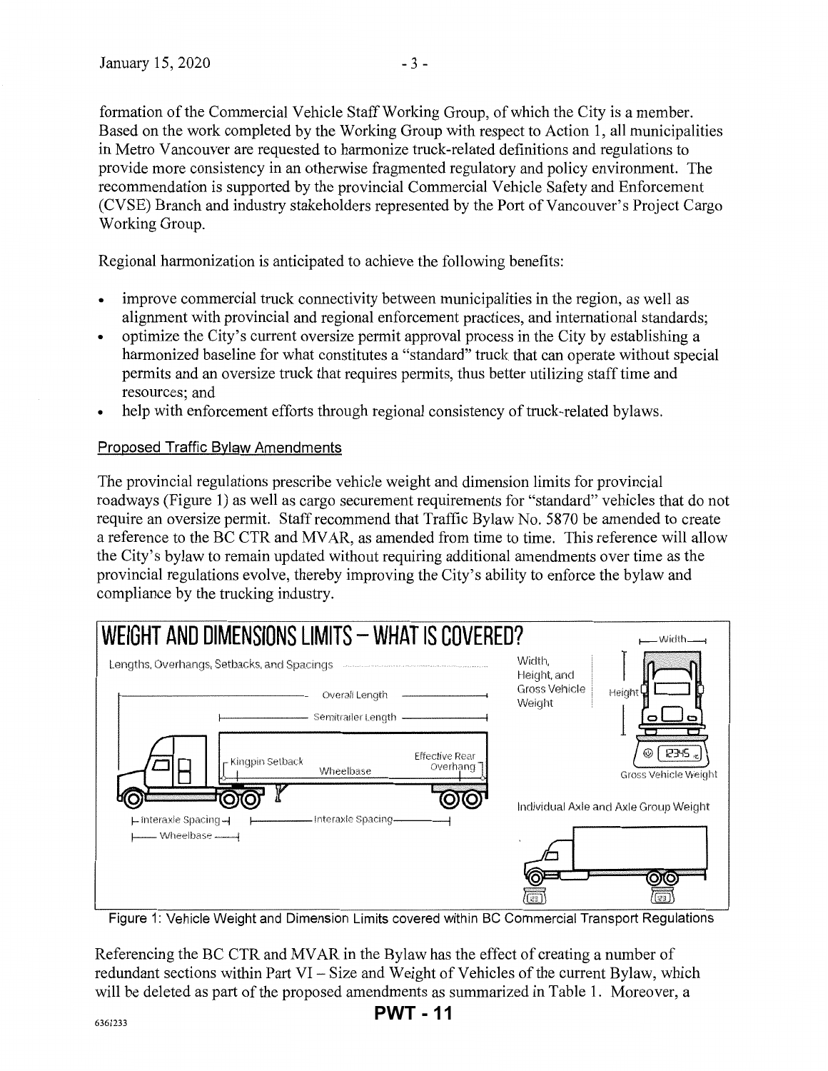formation of the Commercial Vehicle Staff Working Group, of which the City is a member. Based on the work completed by the Working Group with respect to Action 1, all municipalities in Metro Vancouver are requested to harmonize truck-related definitions and regulations to provide more consistency in an otherwise fragmented regulatory and policy environment. The recommendation is supported by the provincial Commercial Vehicle Safety and Enforcement (CVSE) Branch and industry stakeholders represented by the Port of Vancouver's Project Cargo Working Group.

Regional harmonization is anticipated to achieve the following benefits:

- improve commercial truck connectivity between municipalities in the region, as well as alignment with provincial and regional enforcement practices, and international standards;
- optimize the City's current oversize permit approval process in the City by establishing a harmonized baseline for what constitutes a "standard" truck that can operate without special permits and an oversize truck that requires permits, thus better utilizing staff time and resources; and
- help with enforcement efforts through regional consistency of truck-related bylaws.

## Proposed Traffic Bylaw Amendments

The provincial regulations prescribe vehicle weight and dimension limits for provincial roadways (Figure 1) as well as cargo securement requirements for "standard" vehicles that do not require an oversize permit. Staff recommend that Traffic Bylaw No. 5870 be amended to create a reference to the BC CTR and MVAR, as amended from time to time. This reference will allow the City's bylaw to remain updated without requiring additional amendments over time as the provincial regulations evolve, thereby improving the City's ability to enforce the bylaw and compliance by the trucking industry.

Figure 1: Vehicle Weight and Dimension Limits covered within BC Commercial Transport Regulations

Referencing the BC CTR and MVAR in the Bylaw has the effect of creating a number of redundant sections within Part VI – Size and Weight of Vehicles of the current Bylaw, which will be deleted as part of the proposed amendments as summarized in Table 1. Moreover, a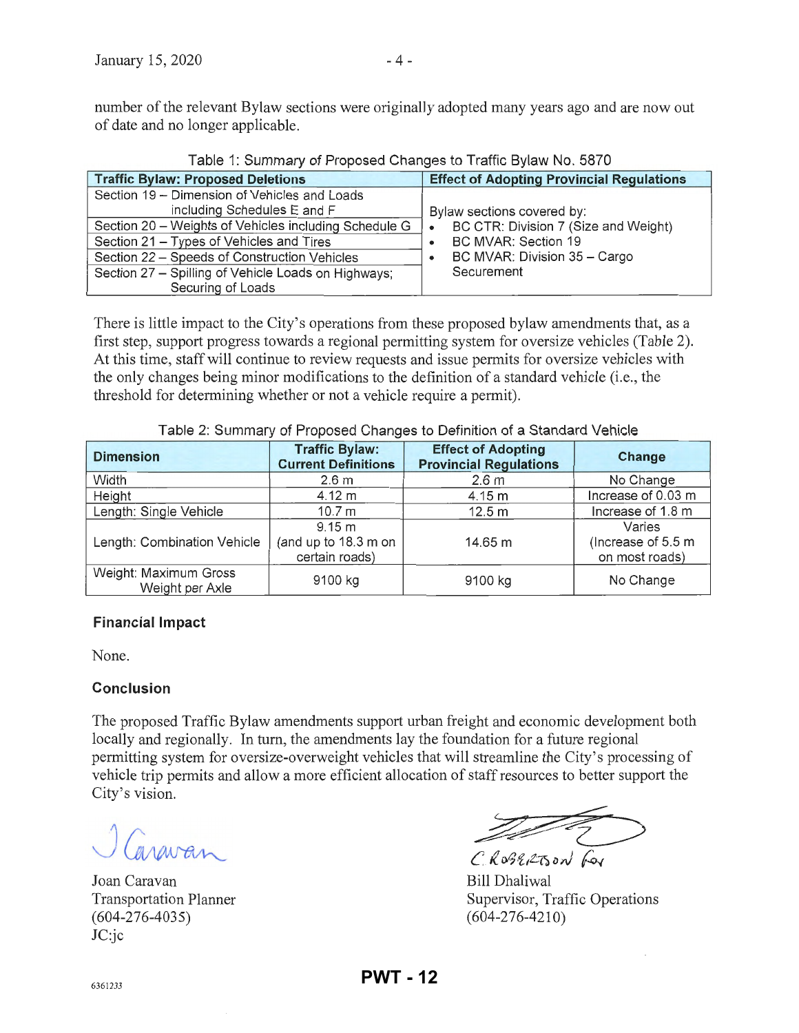number of the relevant Bylaw sections were originally adopted many years ago and are now out of date and no longer applicable.

Table 1: Summary of Proposed Changes to Traffic Bylaw No. 5870

| Traffic Bylaw: Proposed Deletions | Effect of Adopting Provincial Regulations |
|---|---|
| Section 19 – Dimension of Vehicles and Loads including Schedules E and F | Bylaw sections covered by: <br>• BC CTR: Division 7 (Size and Weight) <br>• BC MVAR: Section 19 <br>• BC MVAR: Division 35 – Cargo Securement |
| Section 20 – Weights of Vehicles including Schedule G | |
| Section 21 – Types of Vehicles and Tires | |
| Section 22 – Speeds of Construction Vehicles | |
| Section 27 – Spilling of Vehicle Loads on Highways; Securing of Loads | |

There is little impact to the City's operations from these proposed bylaw amendments that, as a first step, support progress towards a regional permitting system for oversize vehicles (Table 2). At this time, staff will continue to review requests and issue permits for oversize vehicles with the only changes being minor modifications to the definition of a standard vehicle (i.e., the threshold for determining whether or not a vehicle require a permit).

Table 2: Summary of Proposed Changes to Definition of a Standard Vehicle

| Dimension | Traffic Bylaw: Current Definitions | Effect of Adopting Provincial Regulations | Change |
|---|---|---|---|
| Width | 2.6 m | 2.6 m | No Change |
| Height | 4.12 m | 4.15 m | Increase of 0.03 m |
| Length: Single Vehicle | 10.7 m | 12.5 m | Increase of 1.8 m |
| Length: Combination Vehicle | 9.15 m (and up to 18.3 m on certain roads) | 14.65 m | Varies (Increase of 5.5 m on most roads) |
| Weight: Maximum Gross Weight per Axle | 9100 kg | 9100 kg | No Change |

### Financial Impact

None.

### Conclusion

The proposed Traffic Bylaw amendments support urban freight and economic development both locally and regionally. In turn, the amendments lay the foundation for a future regional permitting system for oversize-overweight vehicles that will streamline the City's processing of vehicle trip permits and allow a more efficient allocation of staff resources to better support the City's vision.

Joan Caravan
Transportation Planner
(604-276-4035)
JC:jc

C. Robertson for
Bill Dhaliwal
Supervisor, Traffic Operations
(604-276-4210)

6361233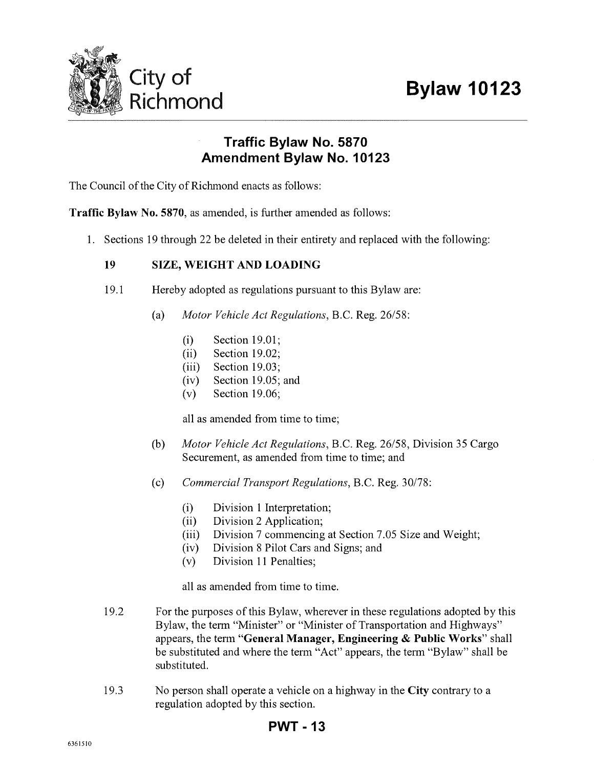# Bylaw 10123

## Traffic Bylaw No. 5870
## Amendment Bylaw No. 10123

The Council of the City of Richmond enacts as follows:

**Traffic Bylaw No. 5870**, as amended, is further amended as follows:

1. Sections 19 through 22 be deleted in their entirety and replaced with the following:

   **19 SIZE, WEIGHT AND LOADING**

   19.1 Hereby adopted as regulations pursuant to this Bylaw are:

   (a) *Motor Vehicle Act Regulations*, B.C. Reg. 26/58:

   - (i) Section 19.01;
   - (ii) Section 19.02;
   - (iii) Section 19.03;
   - (iv) Section 19.05; and
   - (v) Section 19.06;

   all as amended from time to time;

   (b) *Motor Vehicle Act Regulations*, B.C. Reg. 26/58, Division 35 Cargo Securement, as amended from time to time; and

   (c) *Commercial Transport Regulations*, B.C. Reg. 30/78:

   - (i) Division 1 Interpretation;
   - (ii) Division 2 Application;
   - (iii) Division 7 commencing at Section 7.05 Size and Weight;
   - (iv) Division 8 Pilot Cars and Signs; and
   - (v) Division 11 Penalties;

   all as amended from time to time.

   19.2 For the purposes of this Bylaw, wherever in these regulations adopted by this Bylaw, the term "Minister" or "Minister of Transportation and Highways" appears, the term "**General Manager, Engineering & Public Works**" shall be substituted and where the term "Act" appears, the term "Bylaw" shall be substituted.

   19.3 No person shall operate a vehicle on a highway in the **City** contrary to a regulation adopted by this section.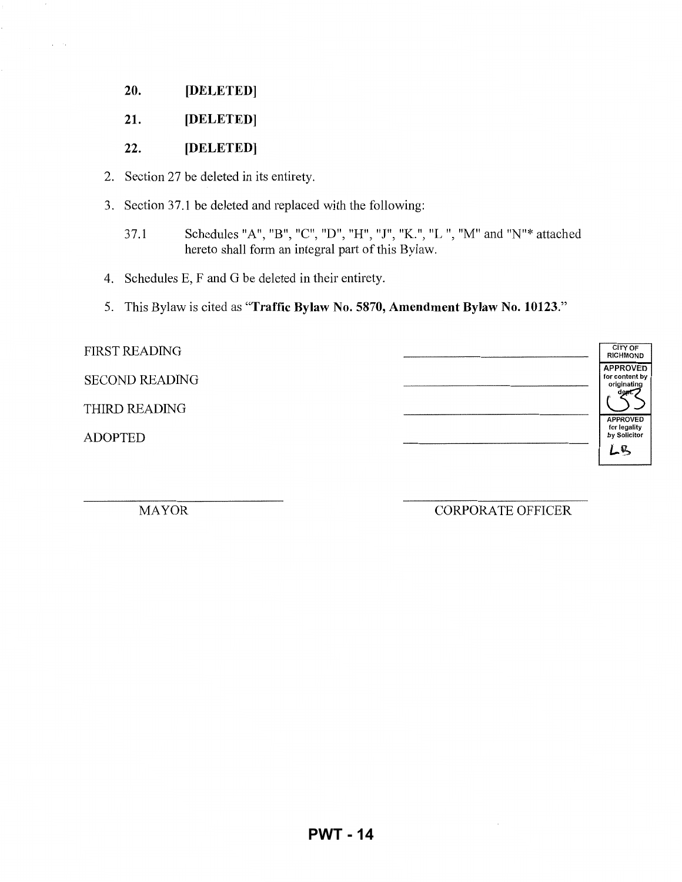**20. [DELETED]**

**21. [DELETED]**

**22. [DELETED]**

2. Section 27 be deleted in its entirety.
3. Section 37.1 be deleted and replaced with the following:

   37.1 Schedules "A", "B", "C", "D", "H", "J", "K.", "L ", "M" and "N"* attached hereto shall form an integral part of this Bylaw.

4. Schedules E, F and G be deleted in their entirety.
5. This Bylaw is cited as "**Traffic Bylaw No. 5870, Amendment Bylaw No. 10123.**"

FIRST READING ______________________

SECOND READING ______________________

THIRD READING ______________________

ADOPTED ______________________

| CITY OF RICHMOND |
|---|
| APPROVED for content by originating dept. CS |
| APPROVED for legality by Solicitor LB |

______________________ MAYOR

______________________ CORPORATE OFFICER

**PWT - 14**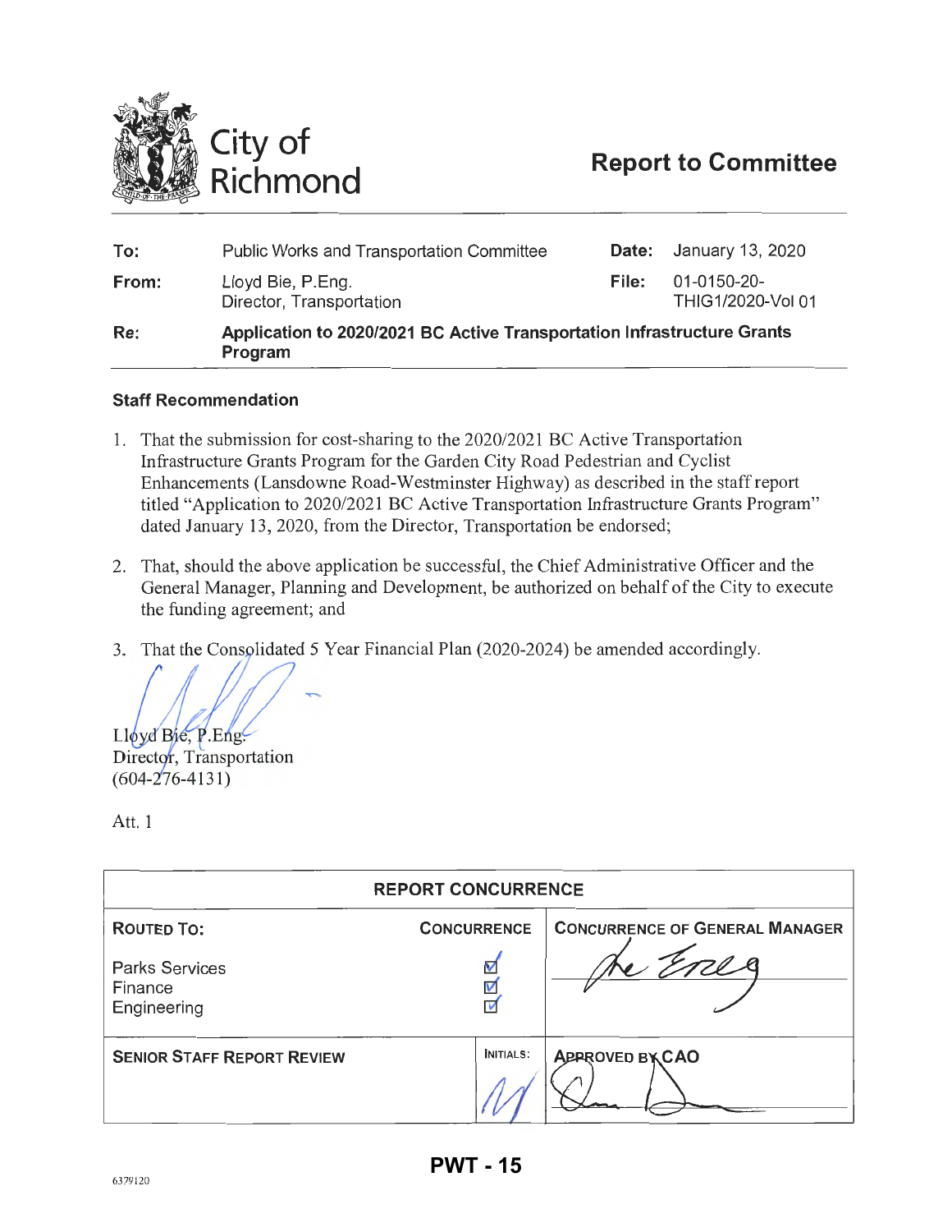# City of Richmond

## Report to Committee

| | | | |
|---|---|---|---|
| **To:** | Public Works and Transportation Committee | **Date:** | January 13, 2020 |
| **From:** | Lloyd Bie, P.Eng. Director, Transportation | **File:** | 01-0150-20-THIG1/2020-Vol 01 |
| **Re:** | **Application to 2020/2021 BC Active Transportation Infrastructure Grants Program** | | |

### Staff Recommendation

1. That the submission for cost-sharing to the 2020/2021 BC Active Transportation Infrastructure Grants Program for the Garden City Road Pedestrian and Cyclist Enhancements (Lansdowne Road-Westminster Highway) as described in the staff report titled "Application to 2020/2021 BC Active Transportation Infrastructure Grants Program" dated January 13, 2020, from the Director, Transportation be endorsed;

2. That, should the above application be successful, the Chief Administrative Officer and the General Manager, Planning and Development, be authorized on behalf of the City to execute the funding agreement; and

3. That the Consolidated 5 Year Financial Plan (2020-2024) be amended accordingly.

Lloyd Bie, P.Eng.
Director, Transportation
(604-276-4131)

Att. 1

| REPORT CONCURRENCE | | |
|---|---|---|
| **ROUTED TO:** | **CONCURRENCE** | **CONCURRENCE OF GENERAL MANAGER** |
| Parks Services | ☑ | |
| Finance | ☑ | |
| Engineering | ☑ | |
| **SENIOR STAFF REPORT REVIEW** | **INITIALS:** | **APPROVED BY CAO** |

6379120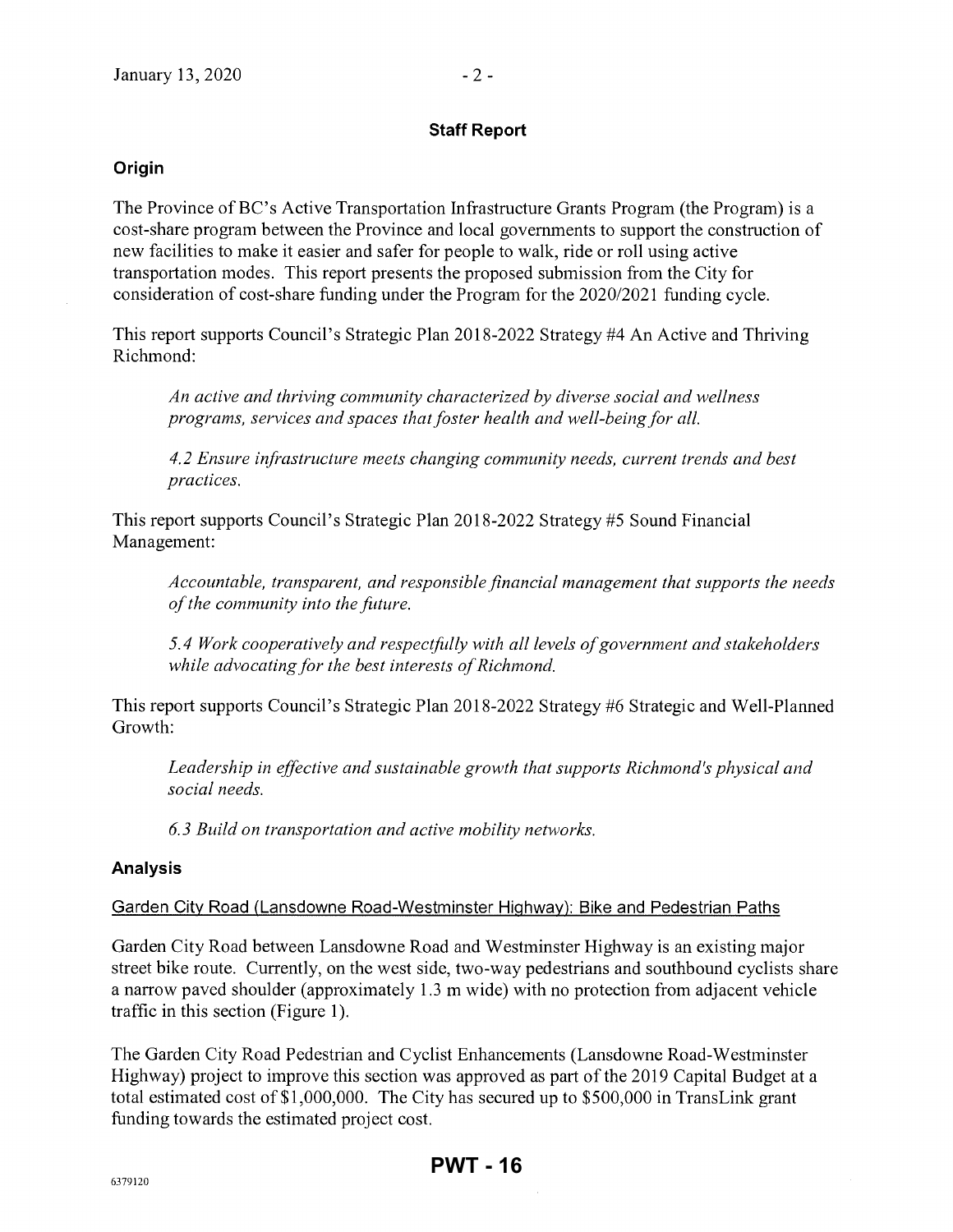## Staff Report

### Origin

The Province of BC's Active Transportation Infrastructure Grants Program (the Program) is a cost-share program between the Province and local governments to support the construction of new facilities to make it easier and safer for people to walk, ride or roll using active transportation modes. This report presents the proposed submission from the City for consideration of cost-share funding under the Program for the 2020/2021 funding cycle.

This report supports Council's Strategic Plan 2018-2022 Strategy #4 An Active and Thriving Richmond:

> *An active and thriving community characterized by diverse social and wellness programs, services and spaces that foster health and well-being for all.*
>
> *4.2 Ensure infrastructure meets changing community needs, current trends and best practices.*

This report supports Council's Strategic Plan 2018-2022 Strategy #5 Sound Financial Management:

> *Accountable, transparent, and responsible financial management that supports the needs of the community into the future.*
>
> *5.4 Work cooperatively and respectfully with all levels of government and stakeholders while advocating for the best interests of Richmond.*

This report supports Council's Strategic Plan 2018-2022 Strategy #6 Strategic and Well-Planned Growth:

> *Leadership in effective and sustainable growth that supports Richmond's physical and social needs.*
>
> *6.3 Build on transportation and active mobility networks.*

### Analysis

Garden City Road (Lansdowne Road-Westminster Highway): Bike and Pedestrian Paths

Garden City Road between Lansdowne Road and Westminster Highway is an existing major street bike route. Currently, on the west side, two-way pedestrians and southbound cyclists share a narrow paved shoulder (approximately 1.3 m wide) with no protection from adjacent vehicle traffic in this section (Figure 1).

The Garden City Road Pedestrian and Cyclist Enhancements (Lansdowne Road-Westminster Highway) project to improve this section was approved as part of the 2019 Capital Budget at a total estimated cost of $1,000,000. The City has secured up to $500,000 in TransLink grant funding towards the estimated project cost.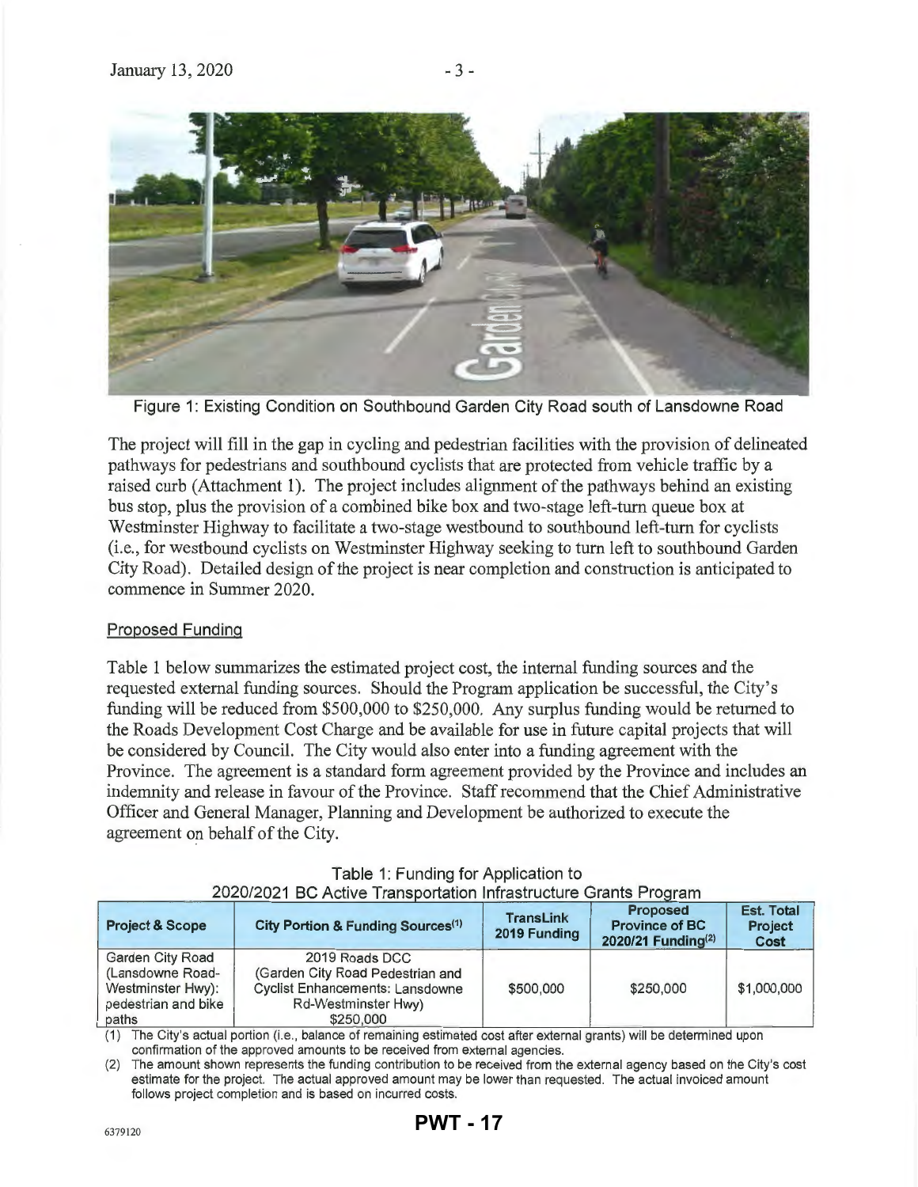Figure 1: Existing Condition on Southbound Garden City Road south of Lansdowne Road

The project will fill in the gap in cycling and pedestrian facilities with the provision of delineated pathways for pedestrians and southbound cyclists that are protected from vehicle traffic by a raised curb (Attachment 1). The project includes alignment of the pathways behind an existing bus stop, plus the provision of a combined bike box and two-stage left-turn queue box at Westminster Highway to facilitate a two-stage westbound to southbound left-turn for cyclists (i.e., for westbound cyclists on Westminster Highway seeking to turn left to southbound Garden City Road). Detailed design of the project is near completion and construction is anticipated to commence in Summer 2020.

## Proposed Funding

Table 1 below summarizes the estimated project cost, the internal funding sources and the requested external funding sources. Should the Program application be successful, the City's funding will be reduced from $500,000 to $250,000. Any surplus funding would be returned to the Roads Development Cost Charge and be available for use in future capital projects that will be considered by Council. The City would also enter into a funding agreement with the Province. The agreement is a standard form agreement provided by the Province and includes an indemnity and release in favour of the Province. Staff recommend that the Chief Administrative Officer and General Manager, Planning and Development be authorized to execute the agreement on behalf of the City.

Table 1: Funding for Application to 2020/2021 BC Active Transportation Infrastructure Grants Program

| Project & Scope | City Portion & Funding Sources[1] | TransLink 2019 Funding | Proposed Province of BC 2020/21 Funding[2] | Est. Total Project Cost |
|---|---|---|---|---|
| Garden City Road (Lansdowne Road-Westminster Hwy): pedestrian and bike paths | 2019 Roads DCC (Garden City Road Pedestrian and Cyclist Enhancements: Lansdowne Rd-Westminster Hwy) $250,000 | $500,000 | $250,000 | $1,000,000 |

(1) The City's actual portion (i.e., balance of remaining estimated cost after external grants) will be determined upon confirmation of the approved amounts to be received from external agencies.

(2) The amount shown represents the funding contribution to be received from the external agency based on the City's cost estimate for the project. The actual approved amount may be lower than requested. The actual invoiced amount follows project completion and is based on incurred costs.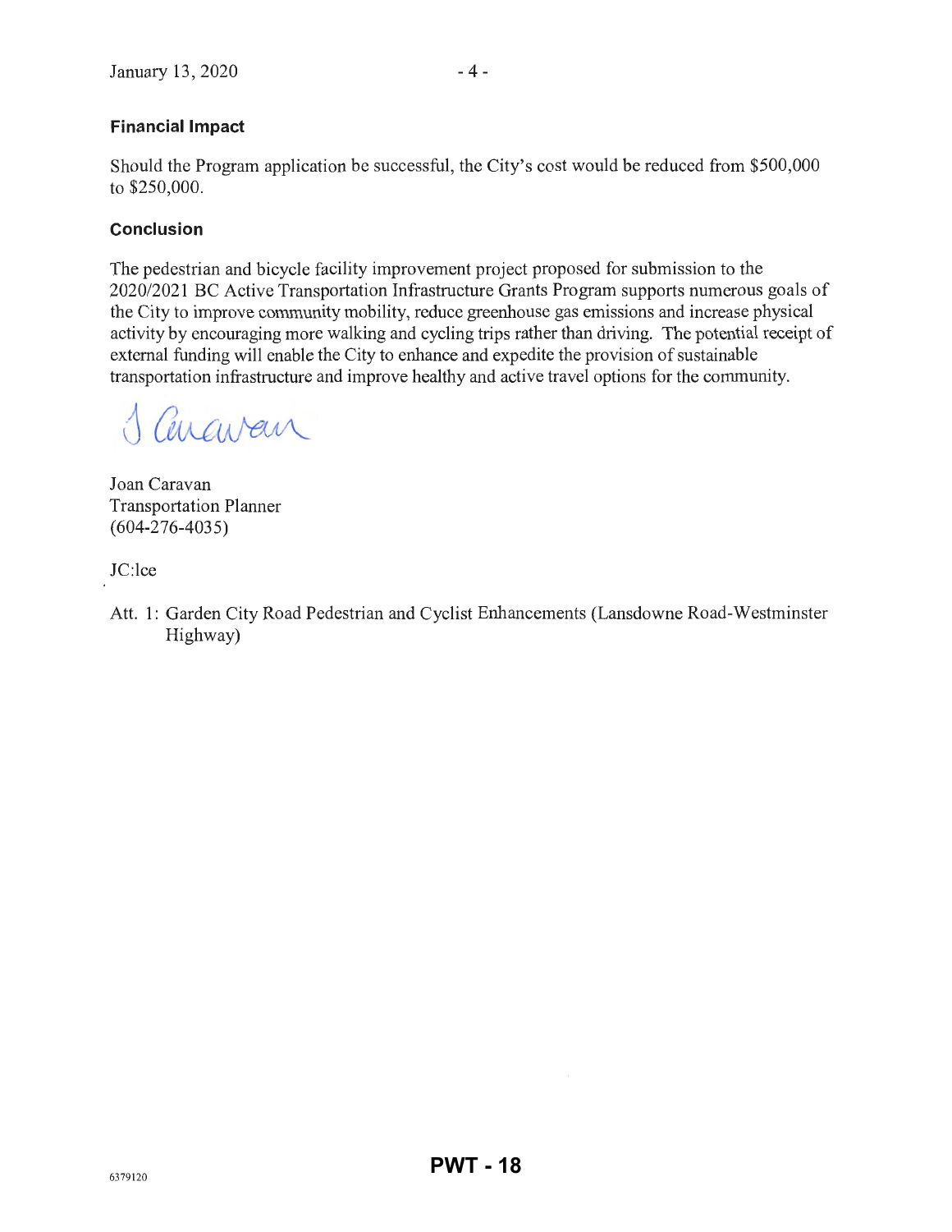### Financial Impact

Should the Program application be successful, the City's cost would be reduced from $500,000 to $250,000.

### Conclusion

The pedestrian and bicycle facility improvement project proposed for submission to the 2020/2021 BC Active Transportation Infrastructure Grants Program supports numerous goals of the City to improve community mobility, reduce greenhouse gas emissions and increase physical activity by encouraging more walking and cycling trips rather than driving. The potential receipt of external funding will enable the City to enhance and expedite the provision of sustainable transportation infrastructure and improve healthy and active travel options for the community.

Joan Caravan
Transportation Planner
(604-276-4035)

JC:lce

Att. 1: Garden City Road Pedestrian and Cyclist Enhancements (Lansdowne Road-Westminster Highway)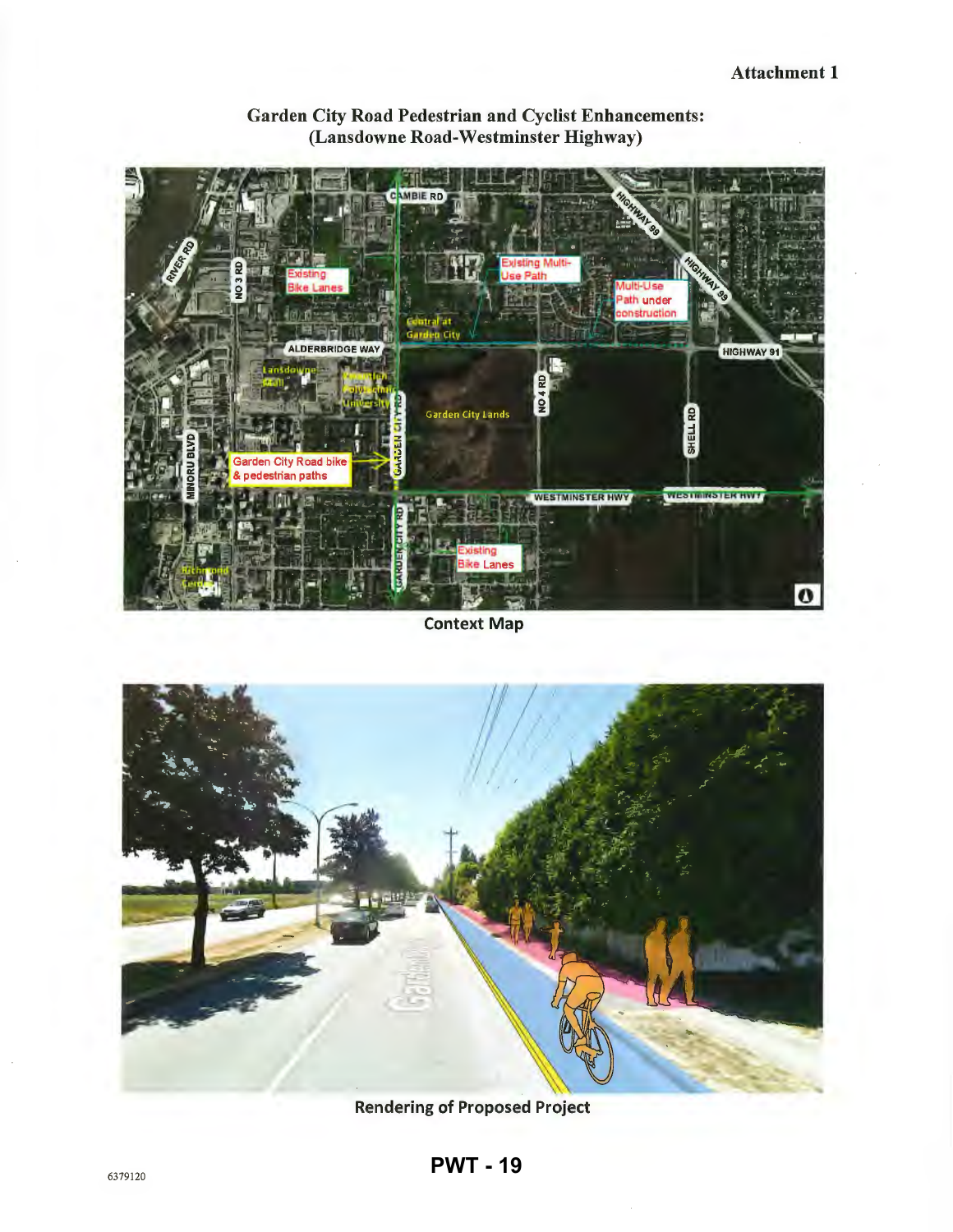Attachment 1

# Garden City Road Pedestrian and Cyclist Enhancements: (Lansdowne Road-Westminster Highway)

Context Map

Rendering of Proposed Project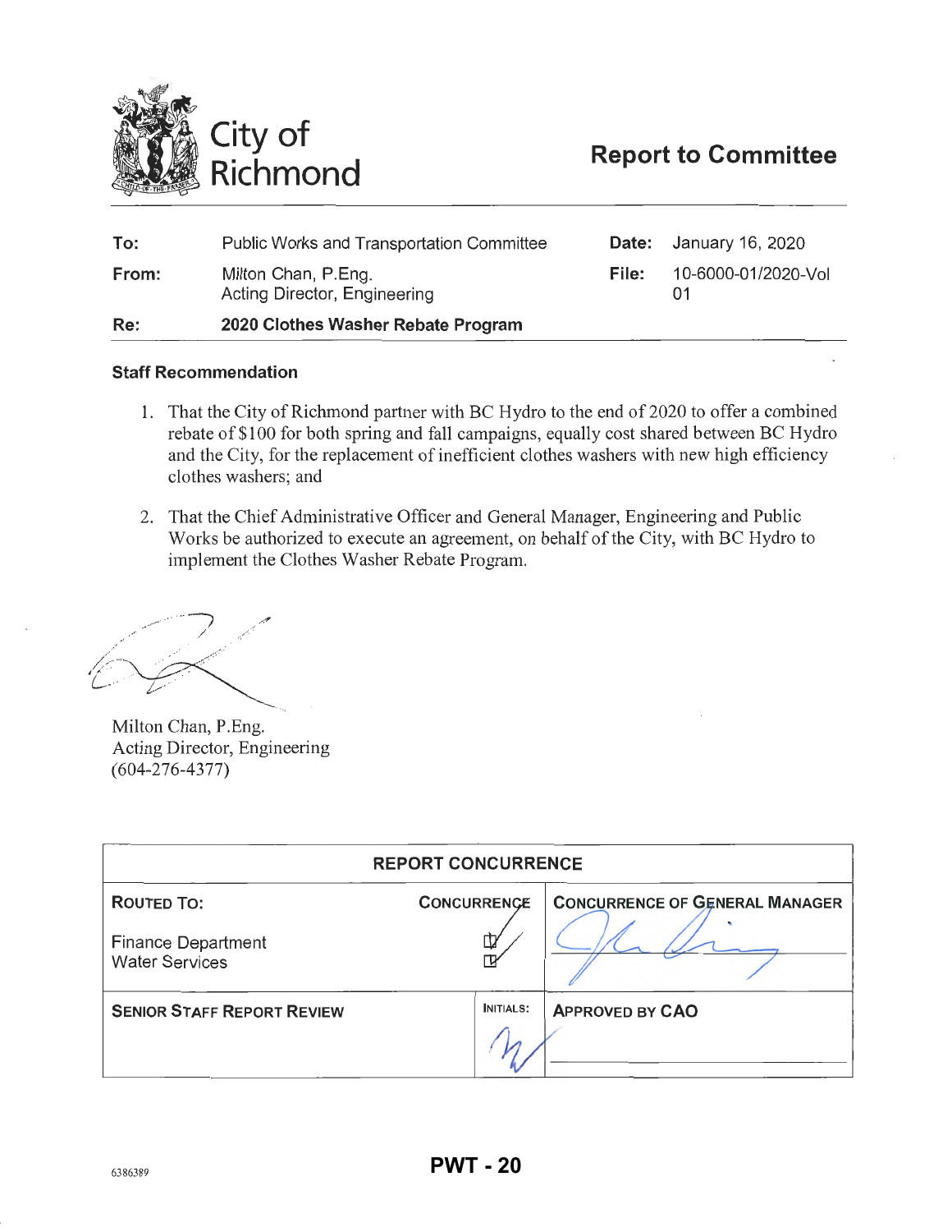# City of Richmond

## Report to Committee

| | | | |
|---|---|---|---|
| **To:** | Public Works and Transportation Committee | **Date:** | January 16, 2020 |
| **From:** | Milton Chan, P.Eng. Acting Director, Engineering | **File:** | 10-6000-01/2020-Vol 01 |
| **Re:** | **2020 Clothes Washer Rebate Program** | | |

### Staff Recommendation

1. That the City of Richmond partner with BC Hydro to the end of 2020 to offer a combined rebate of $100 for both spring and fall campaigns, equally cost shared between BC Hydro and the City, for the replacement of inefficient clothes washers with new high efficiency clothes washers; and

2. That the Chief Administrative Officer and General Manager, Engineering and Public Works be authorized to execute an agreement, on behalf of the City, with BC Hydro to implement the Clothes Washer Rebate Program.

Milton Chan, P.Eng.
Acting Director, Engineering
(604-276-4377)

| REPORT CONCURRENCE | | |
|---|---|---|
| **ROUTED TO:** | **CONCURRENCE** | **CONCURRENCE OF GENERAL MANAGER** |
| Finance Department<br>Water Services | ☑<br>☑ | |
| **SENIOR STAFF REPORT REVIEW** | **INITIALS:** | **APPROVED BY CAO** |
| | | |

6386389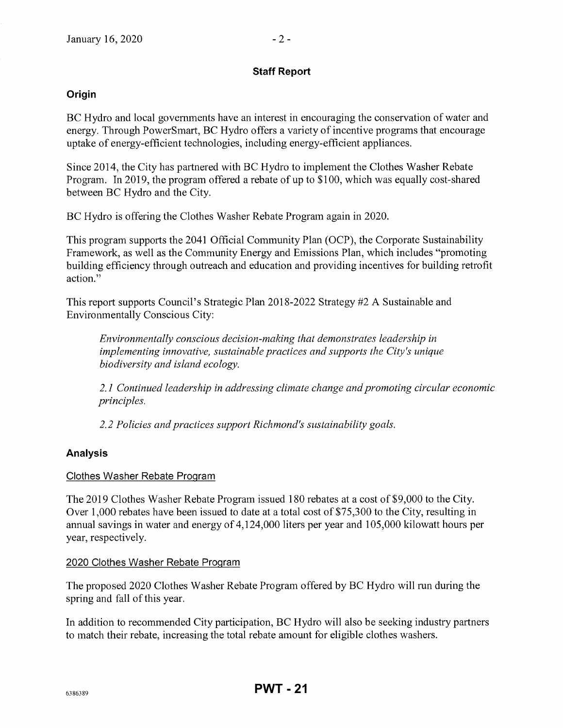## Staff Report

### Origin

BC Hydro and local governments have an interest in encouraging the conservation of water and energy. Through PowerSmart, BC Hydro offers a variety of incentive programs that encourage uptake of energy-efficient technologies, including energy-efficient appliances.

Since 2014, the City has partnered with BC Hydro to implement the Clothes Washer Rebate Program. In 2019, the program offered a rebate of up to $100, which was equally cost-shared between BC Hydro and the City.

BC Hydro is offering the Clothes Washer Rebate Program again in 2020.

This program supports the 2041 Official Community Plan (OCP), the Corporate Sustainability Framework, as well as the Community Energy and Emissions Plan, which includes "promoting building efficiency through outreach and education and providing incentives for building retrofit action."

This report supports Council's Strategic Plan 2018-2022 Strategy #2 A Sustainable and Environmentally Conscious City:

> *Environmentally conscious decision-making that demonstrates leadership in implementing innovative, sustainable practices and supports the City's unique biodiversity and island ecology.*
>
> *2.1 Continued leadership in addressing climate change and promoting circular economic principles.*
>
> *2.2 Policies and practices support Richmond's sustainability goals.*

### Analysis

#### Clothes Washer Rebate Program

The 2019 Clothes Washer Rebate Program issued 180 rebates at a cost of $9,000 to the City. Over 1,000 rebates have been issued to date at a total cost of $75,300 to the City, resulting in annual savings in water and energy of 4,124,000 liters per year and 105,000 kilowatt hours per year, respectively.

#### 2020 Clothes Washer Rebate Program

The proposed 2020 Clothes Washer Rebate Program offered by BC Hydro will run during the spring and fall of this year.

In addition to recommended City participation, BC Hydro will also be seeking industry partners to match their rebate, increasing the total rebate amount for eligible clothes washers.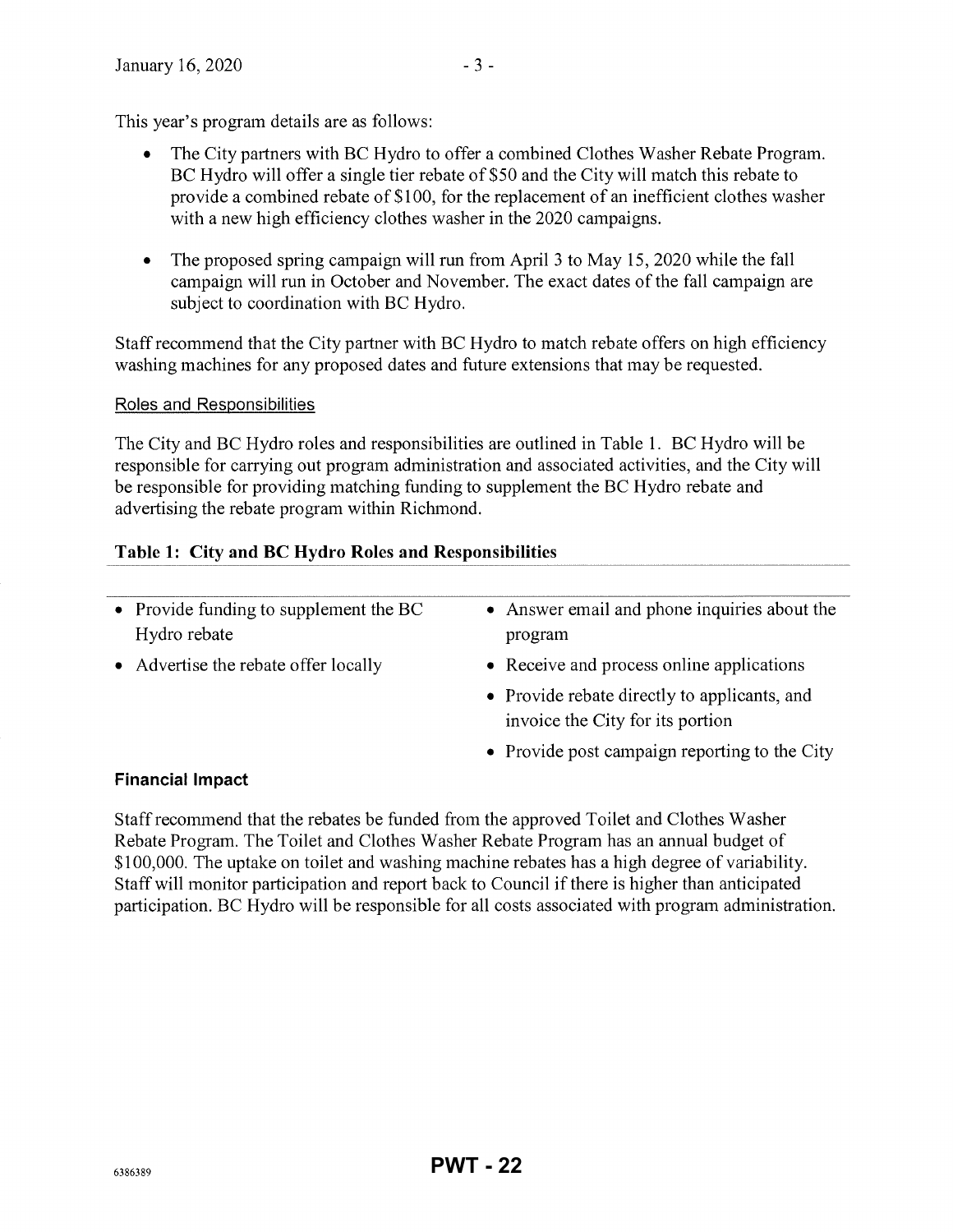This year's program details are as follows:

- The City partners with BC Hydro to offer a combined Clothes Washer Rebate Program. BC Hydro will offer a single tier rebate of $50 and the City will match this rebate to provide a combined rebate of $100, for the replacement of an inefficient clothes washer with a new high efficiency clothes washer in the 2020 campaigns.
- The proposed spring campaign will run from April 3 to May 15, 2020 while the fall campaign will run in October and November. The exact dates of the fall campaign are subject to coordination with BC Hydro.

Staff recommend that the City partner with BC Hydro to match rebate offers on high efficiency washing machines for any proposed dates and future extensions that may be requested.

Roles and Responsibilities

The City and BC Hydro roles and responsibilities are outlined in Table 1. BC Hydro will be responsible for carrying out program administration and associated activities, and the City will be responsible for providing matching funding to supplement the BC Hydro rebate and advertising the rebate program within Richmond.

**Table 1: City and BC Hydro Roles and Responsibilities**

| | |
|---|---|
| • Provide funding to supplement the BC Hydro rebate | • Answer email and phone inquiries about the program |
| • Advertise the rebate offer locally | • Receive and process online applications |
| | • Provide rebate directly to applicants, and invoice the City for its portion |
| | • Provide post campaign reporting to the City |

**Financial Impact**

Staff recommend that the rebates be funded from the approved Toilet and Clothes Washer Rebate Program. The Toilet and Clothes Washer Rebate Program has an annual budget of $100,000. The uptake on toilet and washing machine rebates has a high degree of variability. Staff will monitor participation and report back to Council if there is higher than anticipated participation. BC Hydro will be responsible for all costs associated with program administration.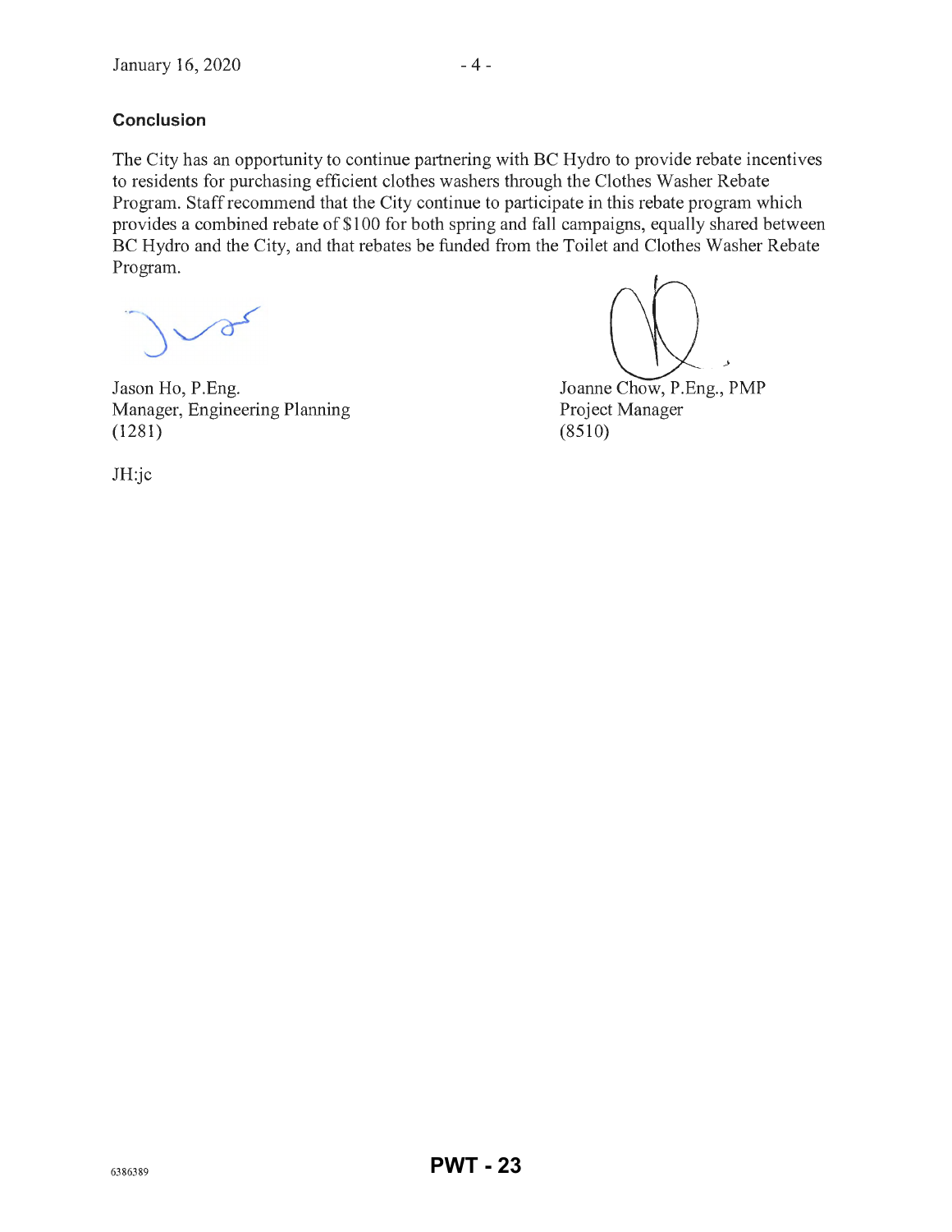### Conclusion

The City has an opportunity to continue partnering with BC Hydro to provide rebate incentives to residents for purchasing efficient clothes washers through the Clothes Washer Rebate Program. Staff recommend that the City continue to participate in this rebate program which provides a combined rebate of $100 for both spring and fall campaigns, equally shared between BC Hydro and the City, and that rebates be funded from the Toilet and Clothes Washer Rebate Program.

Jason Ho, P.Eng.
Manager, Engineering Planning
(1281)

Joanne Chow, P.Eng., PMP
Project Manager
(8510)

JH:jc

6386389

PWT - 23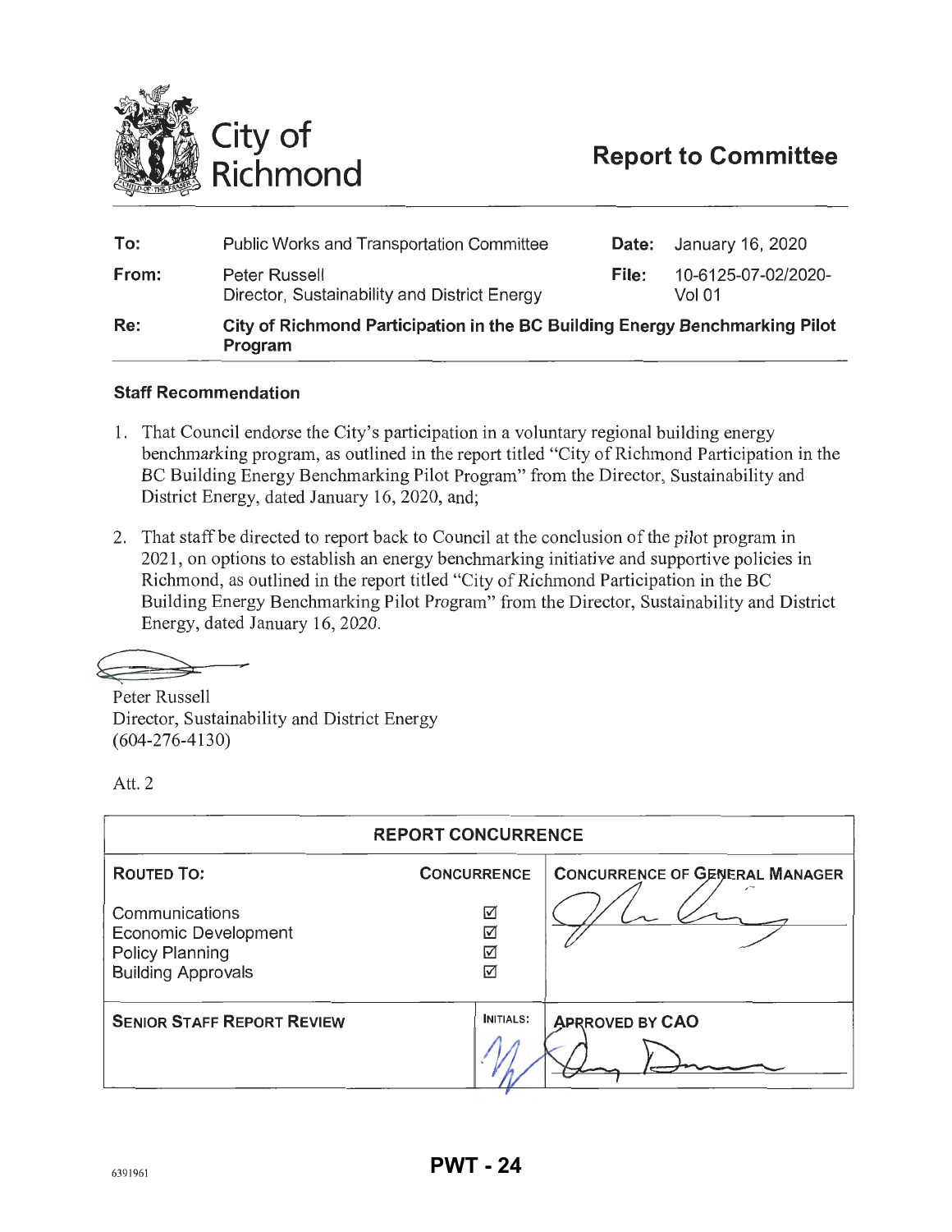# City of Richmond

## Report to Committee

| | | | |
|---|---|---|---|
| **To:** | Public Works and Transportation Committee | **Date:** | January 16, 2020 |
| **From:** | Peter Russell<br>Director, Sustainability and District Energy | **File:** | 10-6125-07-02/2020-Vol 01 |
| **Re:** | **City of Richmond Participation in the BC Building Energy Benchmarking Pilot Program** | | |

### Staff Recommendation

1. That Council endorse the City's participation in a voluntary regional building energy benchmarking program, as outlined in the report titled "City of Richmond Participation in the BC Building Energy Benchmarking Pilot Program" from the Director, Sustainability and District Energy, dated January 16, 2020, and;

2. That staff be directed to report back to Council at the conclusion of the pilot program in 2021, on options to establish an energy benchmarking initiative and supportive policies in Richmond, as outlined in the report titled "City of Richmond Participation in the BC Building Energy Benchmarking Pilot Program" from the Director, Sustainability and District Energy, dated January 16, 2020.

Peter Russell
Director, Sustainability and District Energy
(604-276-4130)

Att. 2

| REPORT CONCURRENCE | | |
|---|---|---|
| **ROUTED TO:** | **CONCURRENCE** | **CONCURRENCE OF GENERAL MANAGER** |
| Communications | ☑ | |
| Economic Development | ☑ | |
| Policy Planning | ☑ | |
| Building Approvals | ☑ | |
| **SENIOR STAFF REPORT REVIEW** | **INITIALS:** | **APPROVED BY CAO** |

6391961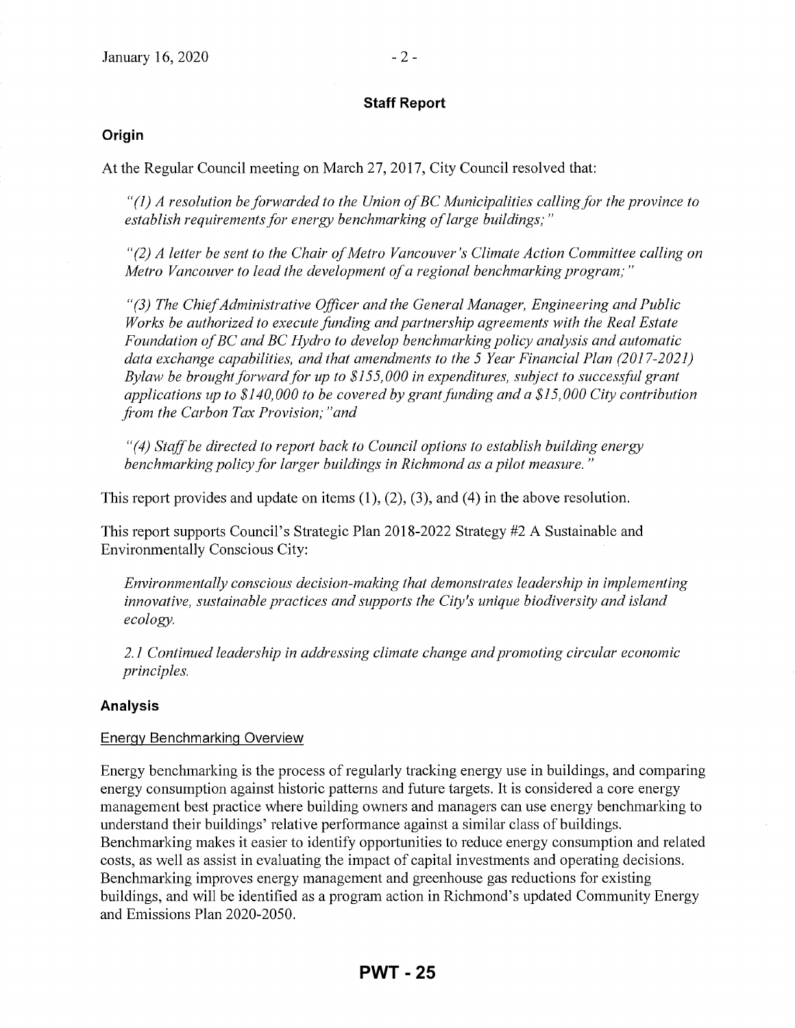## Staff Report

### Origin

At the Regular Council meeting on March 27, 2017, City Council resolved that:

*"(1) A resolution be forwarded to the Union of BC Municipalities calling for the province to establish requirements for energy benchmarking of large buildings;"*

*"(2) A letter be sent to the Chair of Metro Vancouver's Climate Action Committee calling on Metro Vancouver to lead the development of a regional benchmarking program;"*

*"(3) The Chief Administrative Officer and the General Manager, Engineering and Public Works be authorized to execute funding and partnership agreements with the Real Estate Foundation of BC and BC Hydro to develop benchmarking policy analysis and automatic data exchange capabilities, and that amendments to the 5 Year Financial Plan (2017-2021) Bylaw be brought forward for up to $155,000 in expenditures, subject to successful grant applications up to $140,000 to be covered by grant funding and a $15,000 City contribution from the Carbon Tax Provision;" and*

*"(4) Staff be directed to report back to Council options to establish building energy benchmarking policy for larger buildings in Richmond as a pilot measure."*

This report provides and update on items (1), (2), (3), and (4) in the above resolution.

This report supports Council's Strategic Plan 2018-2022 Strategy #2 A Sustainable and Environmentally Conscious City:

*Environmentally conscious decision-making that demonstrates leadership in implementing innovative, sustainable practices and supports the City's unique biodiversity and island ecology.*

*2.1 Continued leadership in addressing climate change and promoting circular economic principles.*

### Analysis

#### Energy Benchmarking Overview

Energy benchmarking is the process of regularly tracking energy use in buildings, and comparing energy consumption against historic patterns and future targets. It is considered a core energy management best practice where building owners and managers can use energy benchmarking to understand their buildings' relative performance against a similar class of buildings. Benchmarking makes it easier to identify opportunities to reduce energy consumption and related costs, as well as assist in evaluating the impact of capital investments and operating decisions. Benchmarking improves energy management and greenhouse gas reductions for existing buildings, and will be identified as a program action in Richmond's updated Community Energy and Emissions Plan 2020-2050.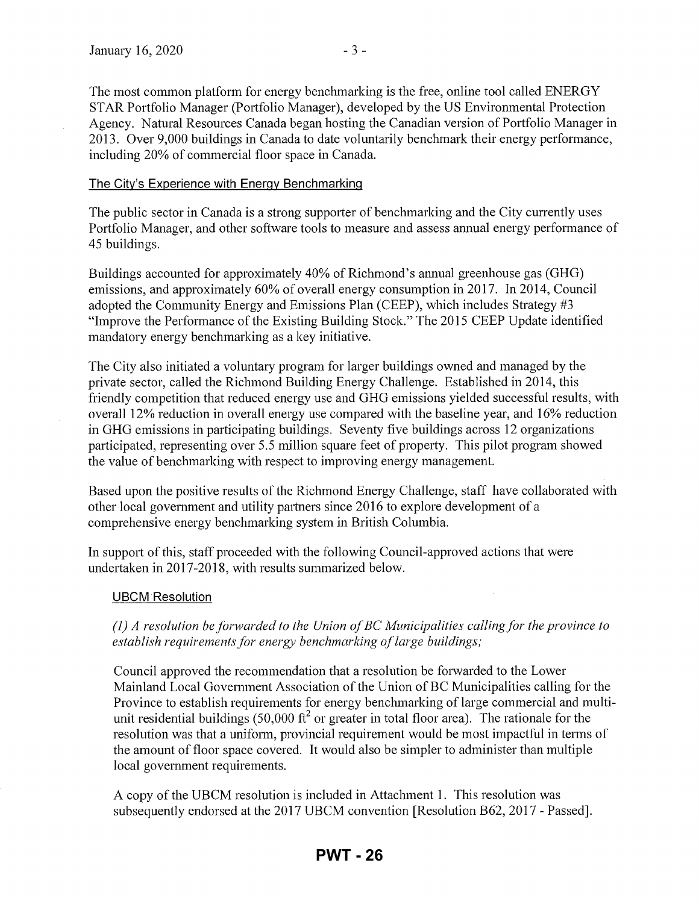The most common platform for energy benchmarking is the free, online tool called ENERGY STAR Portfolio Manager (Portfolio Manager), developed by the US Environmental Protection Agency. Natural Resources Canada began hosting the Canadian version of Portfolio Manager in 2013. Over 9,000 buildings in Canada to date voluntarily benchmark their energy performance, including 20% of commercial floor space in Canada.

## The City's Experience with Energy Benchmarking

The public sector in Canada is a strong supporter of benchmarking and the City currently uses Portfolio Manager, and other software tools to measure and assess annual energy performance of 45 buildings.

Buildings accounted for approximately 40% of Richmond's annual greenhouse gas (GHG) emissions, and approximately 60% of overall energy consumption in 2017. In 2014, Council adopted the Community Energy and Emissions Plan (CEEP), which includes Strategy #3 "Improve the Performance of the Existing Building Stock." The 2015 CEEP Update identified mandatory energy benchmarking as a key initiative.

The City also initiated a voluntary program for larger buildings owned and managed by the private sector, called the Richmond Building Energy Challenge. Established in 2014, this friendly competition that reduced energy use and GHG emissions yielded successful results, with overall 12% reduction in overall energy use compared with the baseline year, and 16% reduction in GHG emissions in participating buildings. Seventy five buildings across 12 organizations participated, representing over 5.5 million square feet of property. This pilot program showed the value of benchmarking with respect to improving energy management.

Based upon the positive results of the Richmond Energy Challenge, staff have collaborated with other local government and utility partners since 2016 to explore development of a comprehensive energy benchmarking system in British Columbia.

In support of this, staff proceeded with the following Council-approved actions that were undertaken in 2017-2018, with results summarized below.

### UBCM Resolution

*(1) A resolution be forwarded to the Union of BC Municipalities calling for the province to establish requirements for energy benchmarking of large buildings;*

Council approved the recommendation that a resolution be forwarded to the Lower Mainland Local Government Association of the Union of BC Municipalities calling for the Province to establish requirements for energy benchmarking of large commercial and multi-unit residential buildings (50,000 $ft^2$ or greater in total floor area). The rationale for the resolution was that a uniform, provincial requirement would be most impactful in terms of the amount of floor space covered. It would also be simpler to administer than multiple local government requirements.

A copy of the UBCM resolution is included in Attachment 1. This resolution was subsequently endorsed at the 2017 UBCM convention [Resolution B62, 2017 - Passed].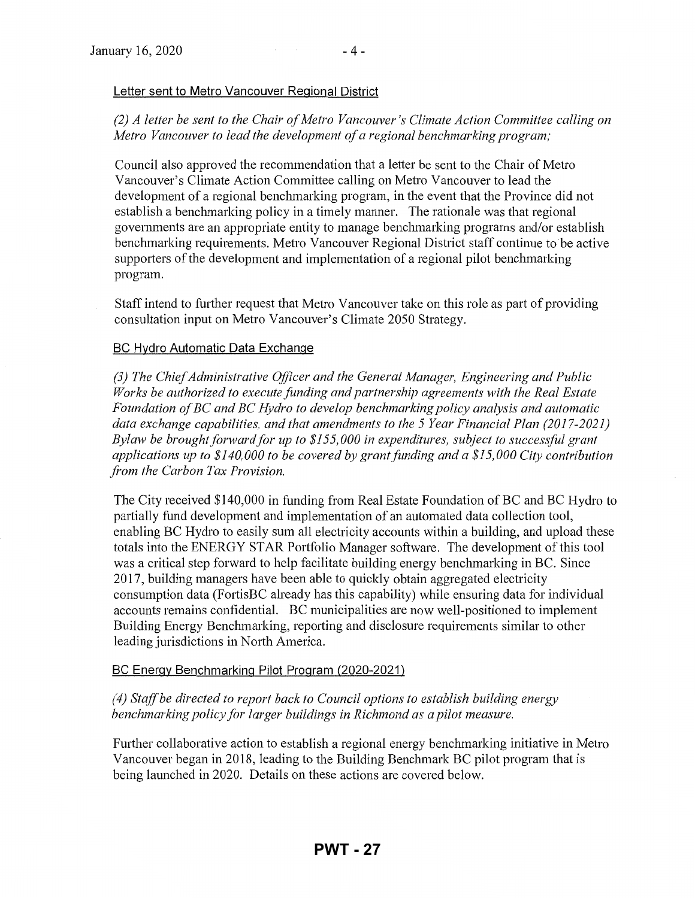#### Letter sent to Metro Vancouver Regional District

*(2) A letter be sent to the Chair of Metro Vancouver's Climate Action Committee calling on Metro Vancouver to lead the development of a regional benchmarking program;*

Council also approved the recommendation that a letter be sent to the Chair of Metro Vancouver's Climate Action Committee calling on Metro Vancouver to lead the development of a regional benchmarking program, in the event that the Province did not establish a benchmarking policy in a timely manner. The rationale was that regional governments are an appropriate entity to manage benchmarking programs and/or establish benchmarking requirements. Metro Vancouver Regional District staff continue to be active supporters of the development and implementation of a regional pilot benchmarking program.

Staff intend to further request that Metro Vancouver take on this role as part of providing consultation input on Metro Vancouver's Climate 2050 Strategy.

#### BC Hydro Automatic Data Exchange

*(3) The Chief Administrative Officer and the General Manager, Engineering and Public Works be authorized to execute funding and partnership agreements with the Real Estate Foundation of BC and BC Hydro to develop benchmarking policy analysis and automatic data exchange capabilities, and that amendments to the 5 Year Financial Plan (2017-2021) Bylaw be brought forward for up to $155,000 in expenditures, subject to successful grant applications up to $140,000 to be covered by grant funding and a $15,000 City contribution from the Carbon Tax Provision.*

The City received $140,000 in funding from Real Estate Foundation of BC and BC Hydro to partially fund development and implementation of an automated data collection tool, enabling BC Hydro to easily sum all electricity accounts within a building, and upload these totals into the ENERGY STAR Portfolio Manager software. The development of this tool was a critical step forward to help facilitate building energy benchmarking in BC. Since 2017, building managers have been able to quickly obtain aggregated electricity consumption data (FortisBC already has this capability) while ensuring data for individual accounts remains confidential. BC municipalities are now well-positioned to implement Building Energy Benchmarking, reporting and disclosure requirements similar to other leading jurisdictions in North America.

#### BC Energy Benchmarking Pilot Program (2020-2021)

*(4) Staff be directed to report back to Council options to establish building energy benchmarking policy for larger buildings in Richmond as a pilot measure.*

Further collaborative action to establish a regional energy benchmarking initiative in Metro Vancouver began in 2018, leading to the Building Benchmark BC pilot program that is being launched in 2020. Details on these actions are covered below.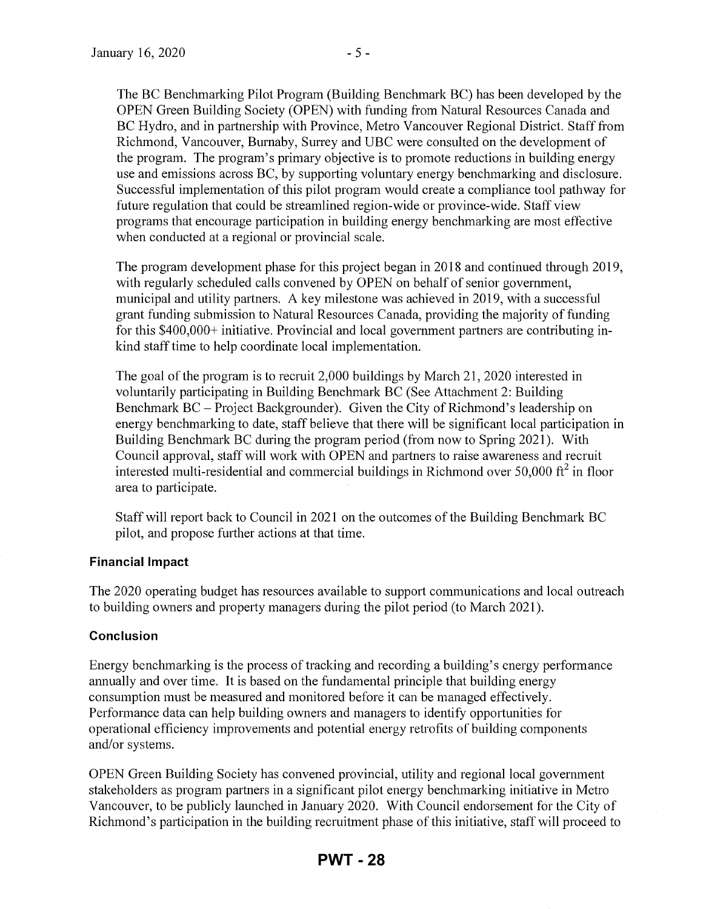The BC Benchmarking Pilot Program (Building Benchmark BC) has been developed by the OPEN Green Building Society (OPEN) with funding from Natural Resources Canada and BC Hydro, and in partnership with Province, Metro Vancouver Regional District. Staff from Richmond, Vancouver, Burnaby, Surrey and UBC were consulted on the development of the program. The program's primary objective is to promote reductions in building energy use and emissions across BC, by supporting voluntary energy benchmarking and disclosure. Successful implementation of this pilot program would create a compliance tool pathway for future regulation that could be streamlined region-wide or province-wide. Staff view programs that encourage participation in building energy benchmarking are most effective when conducted at a regional or provincial scale.

The program development phase for this project began in 2018 and continued through 2019, with regularly scheduled calls convened by OPEN on behalf of senior government, municipal and utility partners. A key milestone was achieved in 2019, with a successful grant funding submission to Natural Resources Canada, providing the majority of funding for this $400,000+ initiative. Provincial and local government partners are contributing in-kind staff time to help coordinate local implementation.

The goal of the program is to recruit 2,000 buildings by March 21, 2020 interested in voluntarily participating in Building Benchmark BC (See Attachment 2: Building Benchmark BC – Project Backgrounder). Given the City of Richmond's leadership on energy benchmarking to date, staff believe that there will be significant local participation in Building Benchmark BC during the program period (from now to Spring 2021). With Council approval, staff will work with OPEN and partners to raise awareness and recruit interested multi-residential and commercial buildings in Richmond over 50,000 $ft^2$ in floor area to participate.

Staff will report back to Council in 2021 on the outcomes of the Building Benchmark BC pilot, and propose further actions at that time.

### Financial Impact

The 2020 operating budget has resources available to support communications and local outreach to building owners and property managers during the pilot period (to March 2021).

### Conclusion

Energy benchmarking is the process of tracking and recording a building's energy performance annually and over time. It is based on the fundamental principle that building energy consumption must be measured and monitored before it can be managed effectively. Performance data can help building owners and managers to identify opportunities for operational efficiency improvements and potential energy retrofits of building components and/or systems.

OPEN Green Building Society has convened provincial, utility and regional local government stakeholders as program partners in a significant pilot energy benchmarking initiative in Metro Vancouver, to be publicly launched in January 2020. With Council endorsement for the City of Richmond's participation in the building recruitment phase of this initiative, staff will proceed to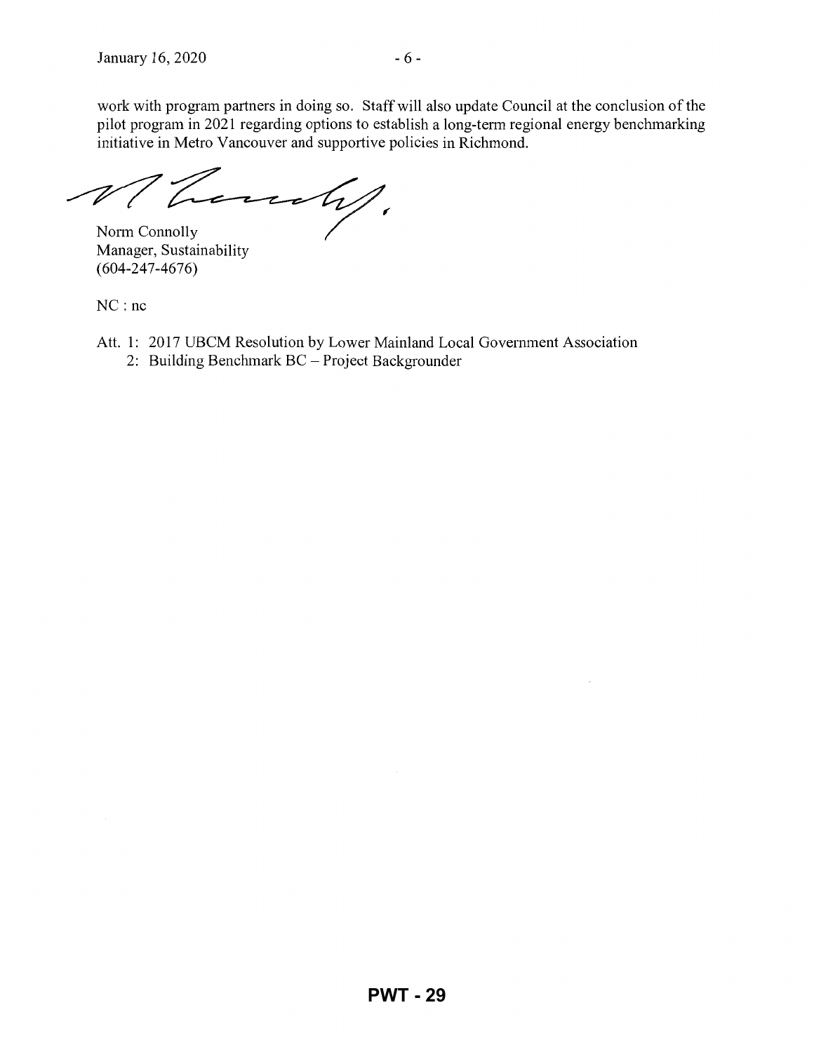work with program partners in doing so. Staff will also update Council at the conclusion of the pilot program in 2021 regarding options to establish a long-term regional energy benchmarking initiative in Metro Vancouver and supportive policies in Richmond.

Norm Connolly
Manager, Sustainability
(604-247-4676)

NC : nc

Att. 1: 2017 UBCM Resolution by Lower Mainland Local Government Association
2: Building Benchmark BC – Project Backgrounder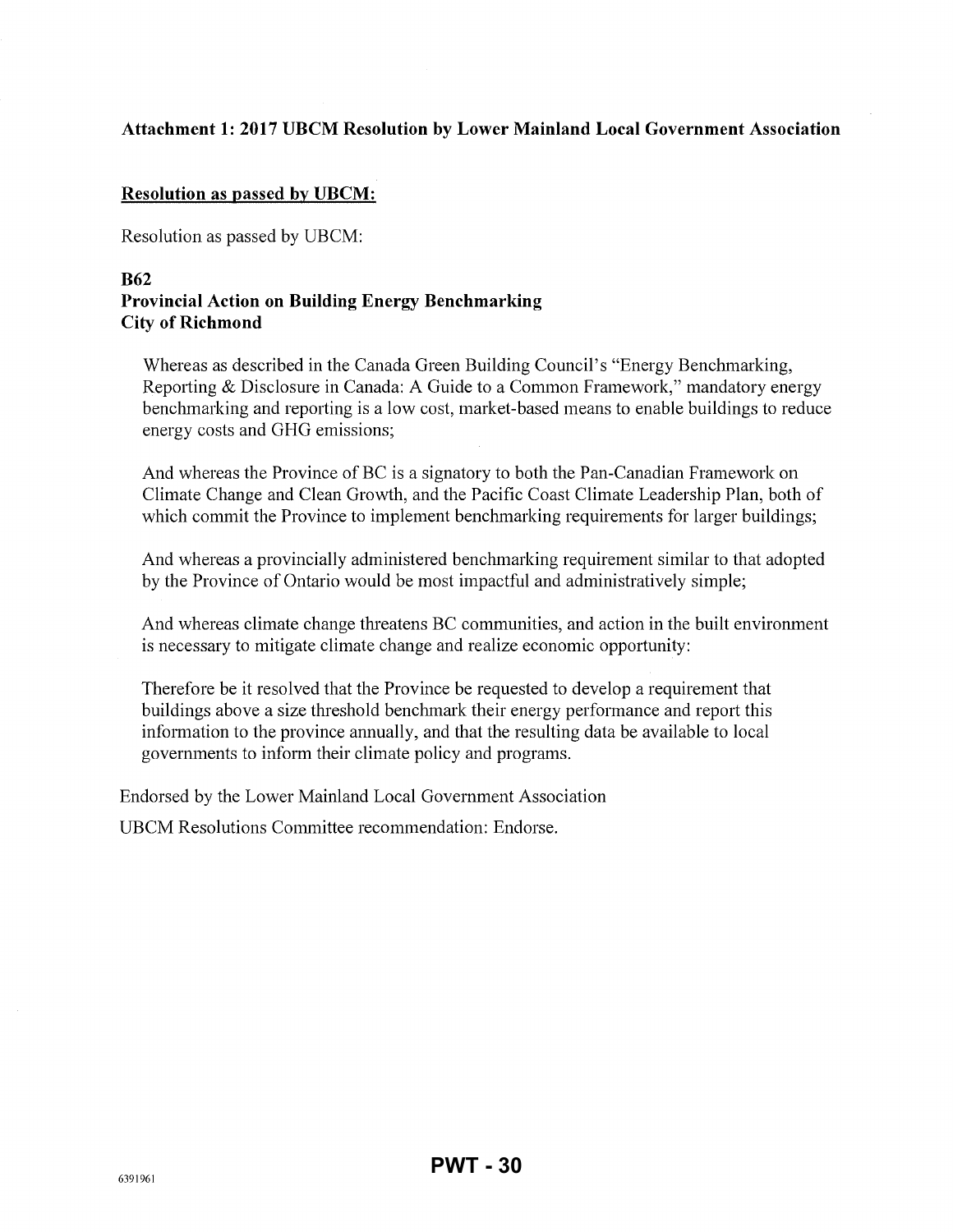## Attachment 1: 2017 UBCM Resolution by Lower Mainland Local Government Association

**Resolution as passed by UBCM:**

Resolution as passed by UBCM:

**B62**
**Provincial Action on Building Energy Benchmarking**
**City of Richmond**

Whereas as described in the Canada Green Building Council's "Energy Benchmarking, Reporting & Disclosure in Canada: A Guide to a Common Framework," mandatory energy benchmarking and reporting is a low cost, market-based means to enable buildings to reduce energy costs and GHG emissions;

And whereas the Province of BC is a signatory to both the Pan-Canadian Framework on Climate Change and Clean Growth, and the Pacific Coast Climate Leadership Plan, both of which commit the Province to implement benchmarking requirements for larger buildings;

And whereas a provincially administered benchmarking requirement similar to that adopted by the Province of Ontario would be most impactful and administratively simple;

And whereas climate change threatens BC communities, and action in the built environment is necessary to mitigate climate change and realize economic opportunity:

Therefore be it resolved that the Province be requested to develop a requirement that buildings above a size threshold benchmark their energy performance and report this information to the province annually, and that the resulting data be available to local governments to inform their climate policy and programs.

Endorsed by the Lower Mainland Local Government Association

UBCM Resolutions Committee recommendation: Endorse.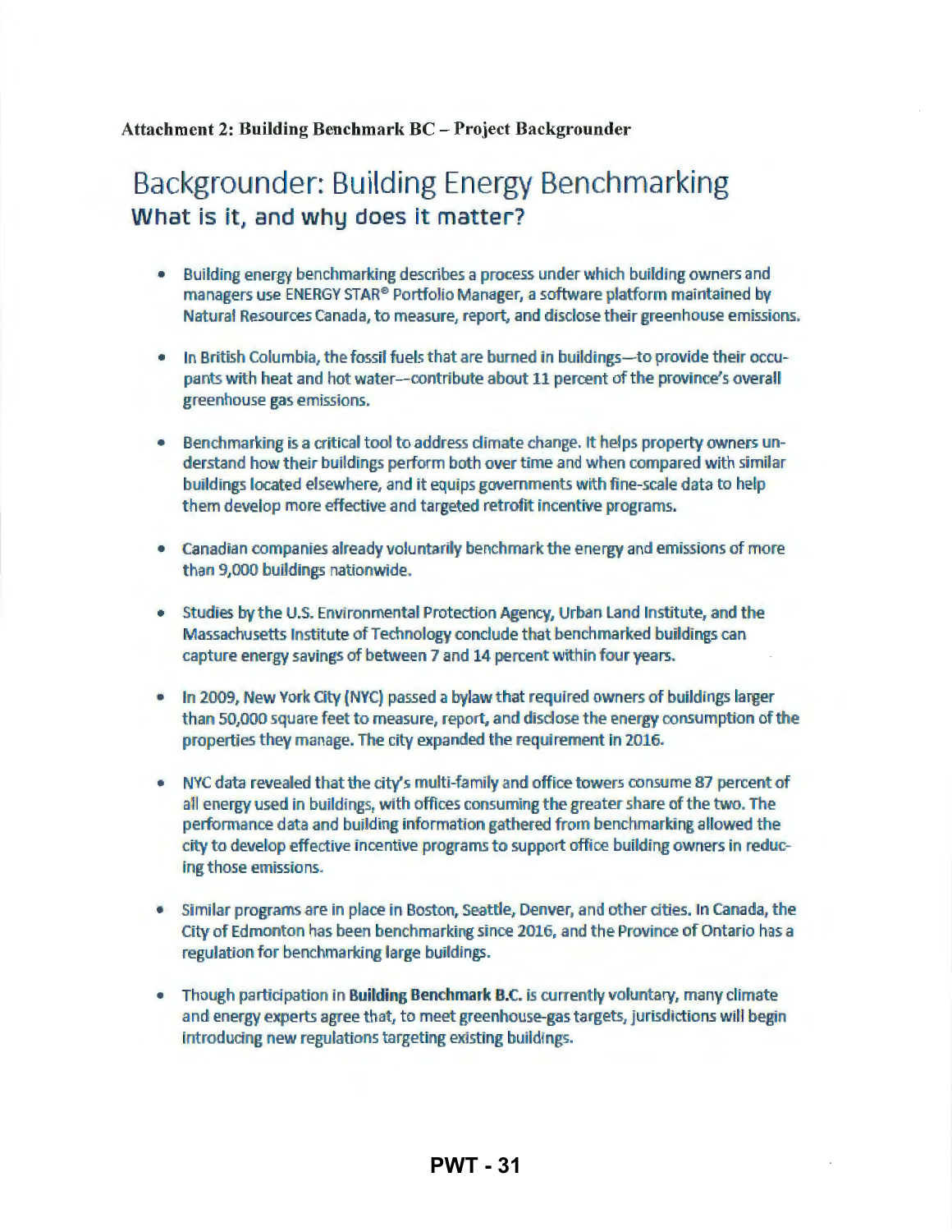**Attachment 2: Building Benchmark BC – Project Backgrounder**

# Backgrounder: Building Energy Benchmarking

## What is it, and why does it matter?

- Building energy benchmarking describes a process under which building owners and managers use ENERGY STAR® Portfolio Manager, a software platform maintained by Natural Resources Canada, to measure, report, and disclose their greenhouse emissions.
- In British Columbia, the fossil fuels that are burned in buildings—to provide their occupants with heat and hot water—contribute about 11 percent of the province's overall greenhouse gas emissions.
- Benchmarking is a critical tool to address climate change. It helps property owners understand how their buildings perform both over time and when compared with similar buildings located elsewhere, and it equips governments with fine-scale data to help them develop more effective and targeted retrofit incentive programs.
- Canadian companies already voluntarily benchmark the energy and emissions of more than 9,000 buildings nationwide.
- Studies by the U.S. Environmental Protection Agency, Urban Land Institute, and the Massachusetts Institute of Technology conclude that benchmarked buildings can capture energy savings of between 7 and 14 percent within four years.
- In 2009, New York City (NYC) passed a bylaw that required owners of buildings larger than 50,000 square feet to measure, report, and disclose the energy consumption of the properties they manage. The city expanded the requirement in 2016.
- NYC data revealed that the city's multi-family and office towers consume 87 percent of all energy used in buildings, with offices consuming the greater share of the two. The performance data and building information gathered from benchmarking allowed the city to develop effective incentive programs to support office building owners in reducing those emissions.
- Similar programs are in place in Boston, Seattle, Denver, and other cities. In Canada, the City of Edmonton has been benchmarking since 2016, and the Province of Ontario has a regulation for benchmarking large buildings.
- Though participation in **Building Benchmark B.C.** is currently voluntary, many climate and energy experts agree that, to meet greenhouse-gas targets, jurisdictions will begin introducing new regulations targeting existing buildings.